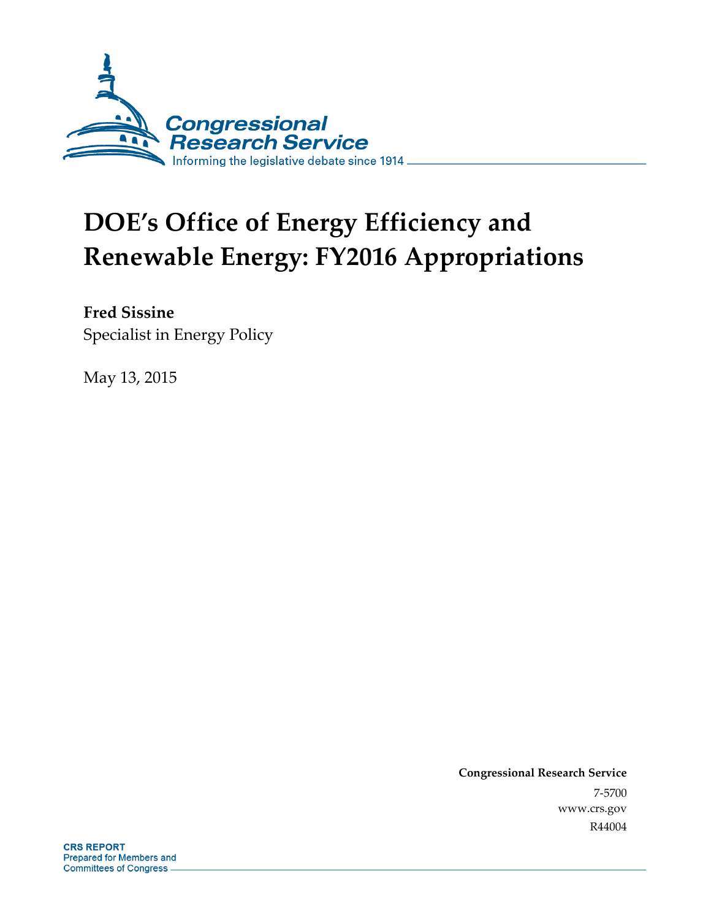Congressional Research Service

Informing the legislative debate since 1914

# DOE's Office of Energy Efficiency and Renewable Energy: FY2016 Appropriations

**Fred Sissine**
Specialist in Energy Policy

May 13, 2015

**Congressional Research Service**
7-5700
www.crs.gov
R44004

**CRS REPORT**
Prepared for Members and
Committees of Congress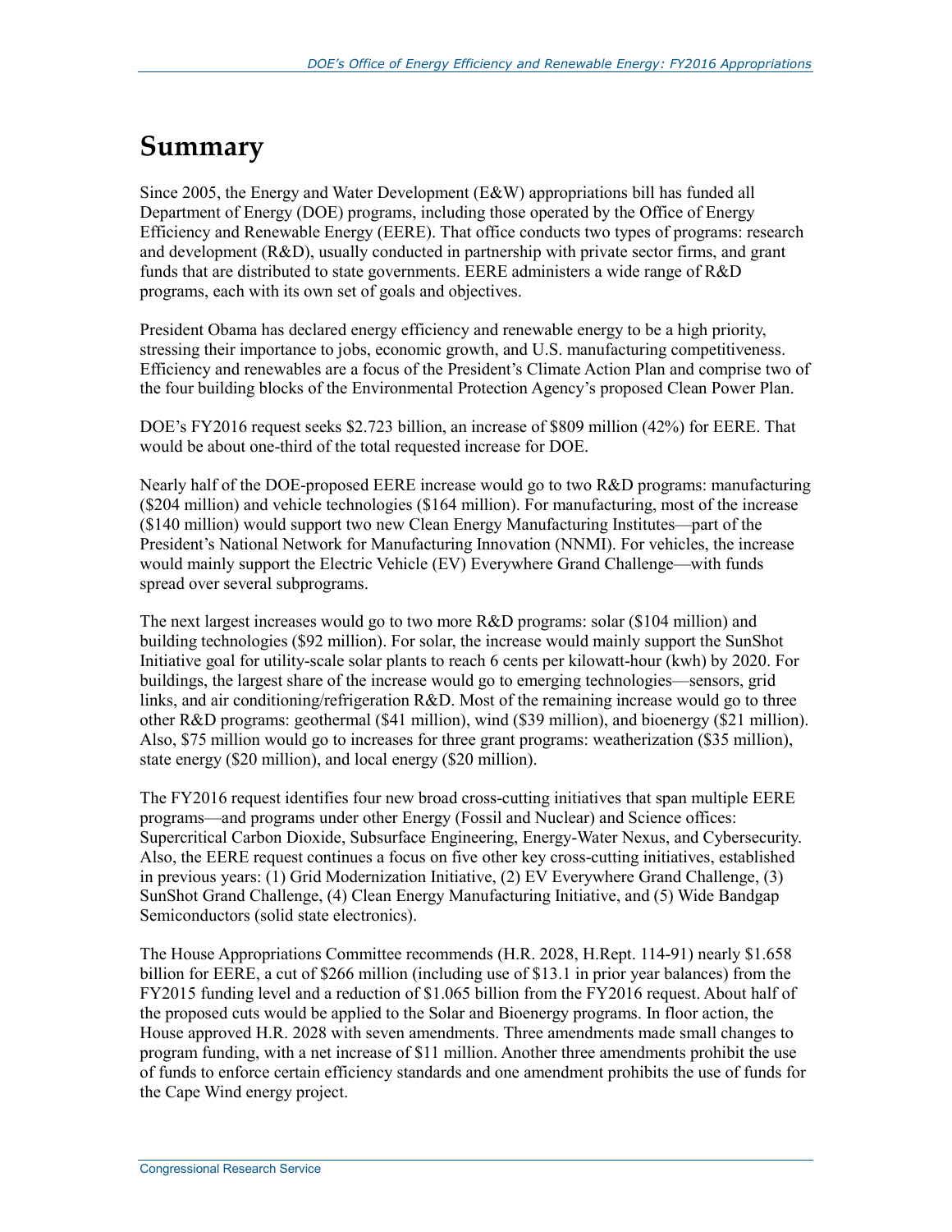# Summary

Since 2005, the Energy and Water Development (E&W) appropriations bill has funded all Department of Energy (DOE) programs, including those operated by the Office of Energy Efficiency and Renewable Energy (EERE). That office conducts two types of programs: research and development (R&D), usually conducted in partnership with private sector firms, and grant funds that are distributed to state governments. EERE administers a wide range of R&D programs, each with its own set of goals and objectives.

President Obama has declared energy efficiency and renewable energy to be a high priority, stressing their importance to jobs, economic growth, and U.S. manufacturing competitiveness. Efficiency and renewables are a focus of the President's Climate Action Plan and comprise two of the four building blocks of the Environmental Protection Agency's proposed Clean Power Plan.

DOE's FY2016 request seeks $2.723 billion, an increase of $809 million (42%) for EERE. That would be about one-third of the total requested increase for DOE.

Nearly half of the DOE-proposed EERE increase would go to two R&D programs: manufacturing ($204 million) and vehicle technologies ($164 million). For manufacturing, most of the increase ($140 million) would support two new Clean Energy Manufacturing Institutes—part of the President's National Network for Manufacturing Innovation (NNMI). For vehicles, the increase would mainly support the Electric Vehicle (EV) Everywhere Grand Challenge—with funds spread over several subprograms.

The next largest increases would go to two more R&D programs: solar ($104 million) and building technologies ($92 million). For solar, the increase would mainly support the SunShot Initiative goal for utility-scale solar plants to reach 6 cents per kilowatt-hour (kwh) by 2020. For buildings, the largest share of the increase would go to emerging technologies—sensors, grid links, and air conditioning/refrigeration R&D. Most of the remaining increase would go to three other R&D programs: geothermal ($41 million), wind ($39 million), and bioenergy ($21 million). Also, $75 million would go to increases for three grant programs: weatherization ($35 million), state energy ($20 million), and local energy ($20 million).

The FY2016 request identifies four new broad cross-cutting initiatives that span multiple EERE programs—and programs under other Energy (Fossil and Nuclear) and Science offices: Supercritical Carbon Dioxide, Subsurface Engineering, Energy-Water Nexus, and Cybersecurity. Also, the EERE request continues a focus on five other key cross-cutting initiatives, established in previous years: (1) Grid Modernization Initiative, (2) EV Everywhere Grand Challenge, (3) SunShot Grand Challenge, (4) Clean Energy Manufacturing Initiative, and (5) Wide Bandgap Semiconductors (solid state electronics).

The House Appropriations Committee recommends (H.R. 2028, H.Rept. 114-91) nearly $1.658 billion for EERE, a cut of $266 million (including use of $13.1 in prior year balances) from the FY2015 funding level and a reduction of $1.065 billion from the FY2016 request. About half of the proposed cuts would be applied to the Solar and Bioenergy programs. In floor action, the House approved H.R. 2028 with seven amendments. Three amendments made small changes to program funding, with a net increase of $11 million. Another three amendments prohibit the use of funds to enforce certain efficiency standards and one amendment prohibits the use of funds for the Cape Wind energy project.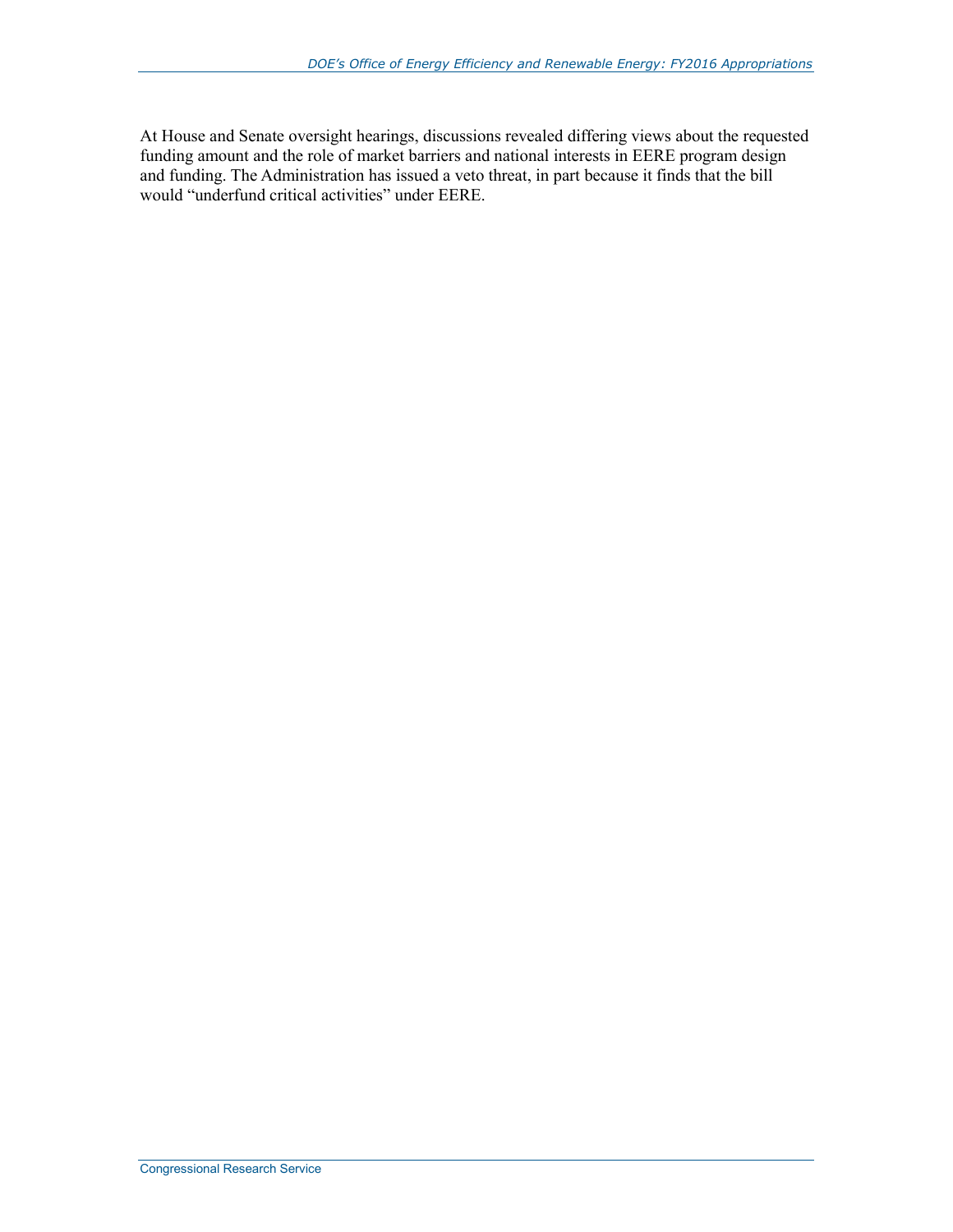At House and Senate oversight hearings, discussions revealed differing views about the requested funding amount and the role of market barriers and national interests in EERE program design and funding. The Administration has issued a veto threat, in part because it finds that the bill would "underfund critical activities" under EERE.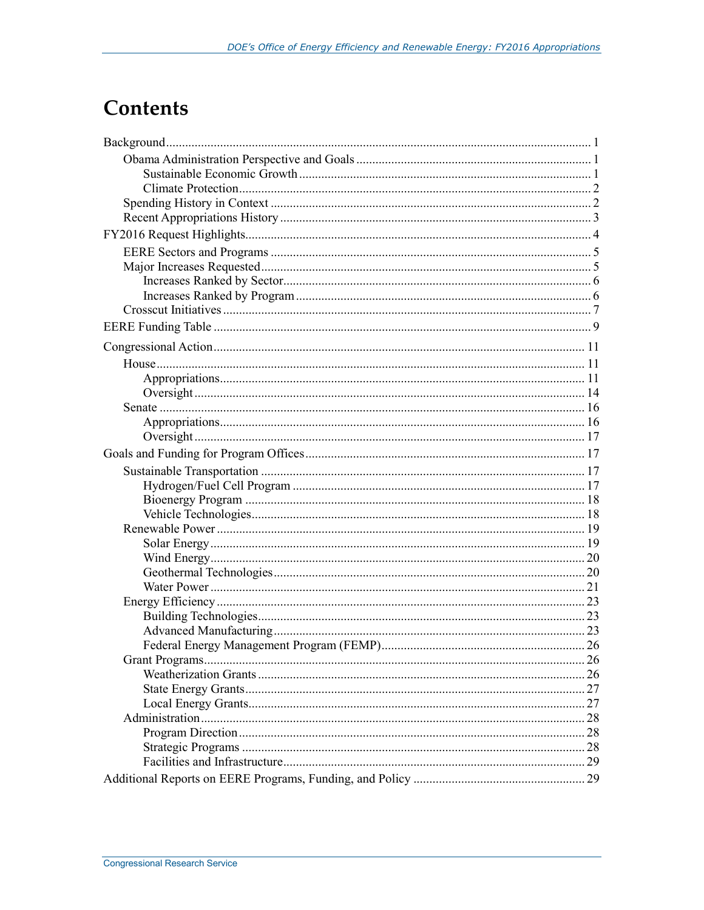# Contents

Background .... 1

Obama Administration Perspective and Goals .... 1

Sustainable Economic Growth .... 1

Climate Protection .... 2

Spending History in Context .... 2

Recent Appropriations History .... 3

FY2016 Request Highlights .... 4

EERE Sectors and Programs .... 5

Major Increases Requested .... 5

Increases Ranked by Sector .... 6

Increases Ranked by Program .... 6

Crosscut Initiatives .... 7

EERE Funding Table .... 9

Congressional Action .... 11

House .... 11

Appropriations .... 11

Oversight .... 14

Senate .... 16

Appropriations .... 16

Oversight .... 17

Goals and Funding for Program Offices .... 17

Sustainable Transportation .... 17

Hydrogen/Fuel Cell Program .... 17

Bioenergy Program .... 18

Vehicle Technologies .... 18

Renewable Power .... 19

Solar Energy .... 19

Wind Energy .... 20

Geothermal Technologies .... 20

Water Power .... 21

Energy Efficiency .... 23

Building Technologies .... 23

Advanced Manufacturing .... 23

Federal Energy Management Program (FEMP) .... 26

Grant Programs .... 26

Weatherization Grants .... 26

State Energy Grants .... 27

Local Energy Grants .... 27

Administration .... 28

Program Direction .... 28

Strategic Programs .... 28

Facilities and Infrastructure .... 29

Additional Reports on EERE Programs, Funding, and Policy .... 29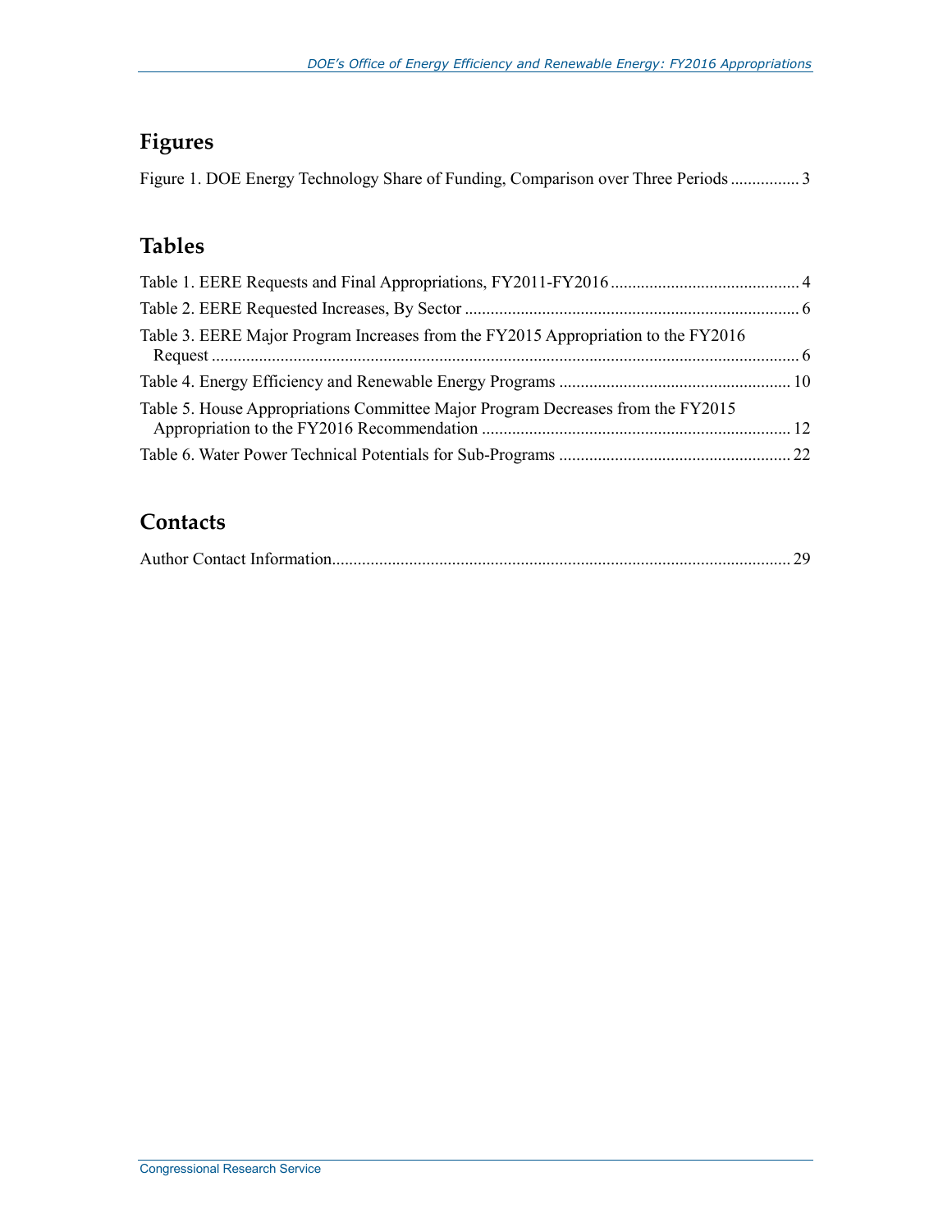## Figures

Figure 1. DOE Energy Technology Share of Funding, Comparison over Three Periods ................ 3

## Tables

Table 1. EERE Requests and Final Appropriations, FY2011-FY2016 ............................................ 4

Table 2. EERE Requested Increases, By Sector ............................................................................. 6

Table 3. EERE Major Program Increases from the FY2015 Appropriation to the FY2016 Request ........................................................................................................................................ 6

Table 4. Energy Efficiency and Renewable Energy Programs ...................................................... 10

Table 5. House Appropriations Committee Major Program Decreases from the FY2015 Appropriation to the FY2016 Recommendation ........................................................................ 12

Table 6. Water Power Technical Potentials for Sub-Programs ...................................................... 22

## Contacts

Author Contact Information........................................................................................................... 29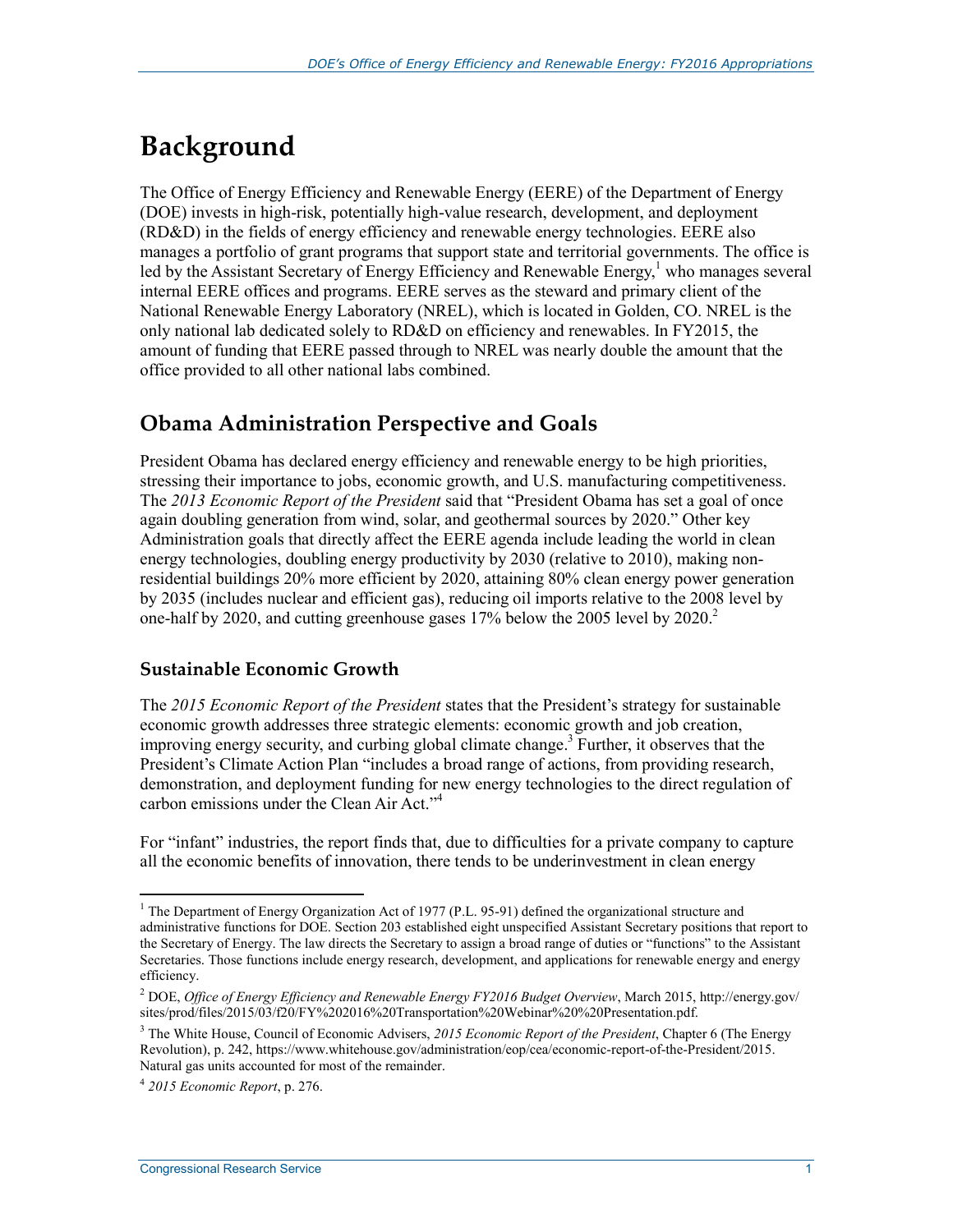# Background

The Office of Energy Efficiency and Renewable Energy (EERE) of the Department of Energy (DOE) invests in high-risk, potentially high-value research, development, and deployment (RD&D) in the fields of energy efficiency and renewable energy technologies. EERE also manages a portfolio of grant programs that support state and territorial governments. The office is led by the Assistant Secretary of Energy Efficiency and Renewable Energy,[1] who manages several internal EERE offices and programs. EERE serves as the steward and primary client of the National Renewable Energy Laboratory (NREL), which is located in Golden, CO. NREL is the only national lab dedicated solely to RD&D on efficiency and renewables. In FY2015, the amount of funding that EERE passed through to NREL was nearly double the amount that the office provided to all other national labs combined.

## Obama Administration Perspective and Goals

President Obama has declared energy efficiency and renewable energy to be high priorities, stressing their importance to jobs, economic growth, and U.S. manufacturing competitiveness. The *2013 Economic Report of the President* said that "President Obama has set a goal of once again doubling generation from wind, solar, and geothermal sources by 2020." Other key Administration goals that directly affect the EERE agenda include leading the world in clean energy technologies, doubling energy productivity by 2030 (relative to 2010), making non-residential buildings 20% more efficient by 2020, attaining 80% clean energy power generation by 2035 (includes nuclear and efficient gas), reducing oil imports relative to the 2008 level by one-half by 2020, and cutting greenhouse gases 17% below the 2005 level by 2020.[2]

### Sustainable Economic Growth

The *2015 Economic Report of the President* states that the President's strategy for sustainable economic growth addresses three strategic elements: economic growth and job creation, improving energy security, and curbing global climate change.[3] Further, it observes that the President's Climate Action Plan "includes a broad range of actions, from providing research, demonstration, and deployment funding for new energy technologies to the direct regulation of carbon emissions under the Clean Air Act."[4]

For "infant" industries, the report finds that, due to difficulties for a private company to capture all the economic benefits of innovation, there tends to be underinvestment in clean energy

---

[1] The Department of Energy Organization Act of 1977 (P.L. 95-91) defined the organizational structure and administrative functions for DOE. Section 203 established eight unspecified Assistant Secretary positions that report to the Secretary of Energy. The law directs the Secretary to assign a broad range of duties or "functions" to the Assistant Secretaries. Those functions include energy research, development, and applications for renewable energy and energy efficiency.

[2] DOE, *Office of Energy Efficiency and Renewable Energy FY2016 Budget Overview*, March 2015, http://energy.gov/sites/prod/files/2015/03/f20/FY%202016%20Transportation%20Webinar%20%20Presentation.pdf.

[3] The White House, Council of Economic Advisers, *2015 Economic Report of the President*, Chapter 6 (The Energy Revolution), p. 242, https://www.whitehouse.gov/administration/eop/cea/economic-report-of-the-President/2015. Natural gas units accounted for most of the remainder.

[4] *2015 Economic Report*, p. 276.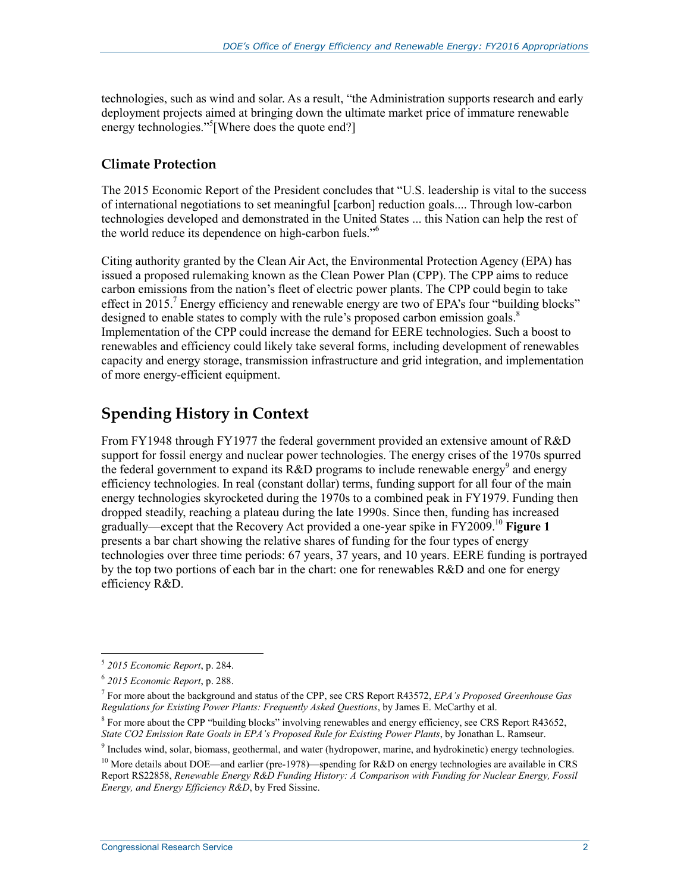technologies, such as wind and solar. As a result, "the Administration supports research and early deployment projects aimed at bringing down the ultimate market price of immature renewable energy technologies."[5][Where does the quote end?]

### Climate Protection

The 2015 Economic Report of the President concludes that "U.S. leadership is vital to the success of international negotiations to set meaningful [carbon] reduction goals.... Through low-carbon technologies developed and demonstrated in the United States ... this Nation can help the rest of the world reduce its dependence on high-carbon fuels."[6]

Citing authority granted by the Clean Air Act, the Environmental Protection Agency (EPA) has issued a proposed rulemaking known as the Clean Power Plan (CPP). The CPP aims to reduce carbon emissions from the nation's fleet of electric power plants. The CPP could begin to take effect in 2015.[7] Energy efficiency and renewable energy are two of EPA's four "building blocks" designed to enable states to comply with the rule's proposed carbon emission goals.[8] Implementation of the CPP could increase the demand for EERE technologies. Such a boost to renewables and efficiency could likely take several forms, including development of renewables capacity and energy storage, transmission infrastructure and grid integration, and implementation of more energy-efficient equipment.

## Spending History in Context

From FY1948 through FY1977 the federal government provided an extensive amount of R&D support for fossil energy and nuclear power technologies. The energy crises of the 1970s spurred the federal government to expand its R&D programs to include renewable energy[9] and energy efficiency technologies. In real (constant dollar) terms, funding support for all four of the main energy technologies skyrocketed during the 1970s to a combined peak in FY1979. Funding then dropped steadily, reaching a plateau during the late 1990s. Since then, funding has increased gradually—except that the Recovery Act provided a one-year spike in FY2009.[10] **Figure 1** presents a bar chart showing the relative shares of funding for the four types of energy technologies over three time periods: 67 years, 37 years, and 10 years. EERE funding is portrayed by the top two portions of each bar in the chart: one for renewables R&D and one for energy efficiency R&D.

---

[5] *2015 Economic Report*, p. 284.

[6] *2015 Economic Report*, p. 288.

[7] For more about the background and status of the CPP, see CRS Report R43572, *EPA's Proposed Greenhouse Gas Regulations for Existing Power Plants: Frequently Asked Questions*, by James E. McCarthy et al.

[8] For more about the CPP "building blocks" involving renewables and energy efficiency, see CRS Report R43652, *State CO2 Emission Rate Goals in EPA's Proposed Rule for Existing Power Plants*, by Jonathan L. Ramseur.

[9] Includes wind, solar, biomass, geothermal, and water (hydropower, marine, and hydrokinetic) energy technologies.

[10] More details about DOE—and earlier (pre-1978)—spending for R&D on energy technologies are available in CRS Report RS22858, *Renewable Energy R&D Funding History: A Comparison with Funding for Nuclear Energy, Fossil Energy, and Energy Efficiency R&D*, by Fred Sissine.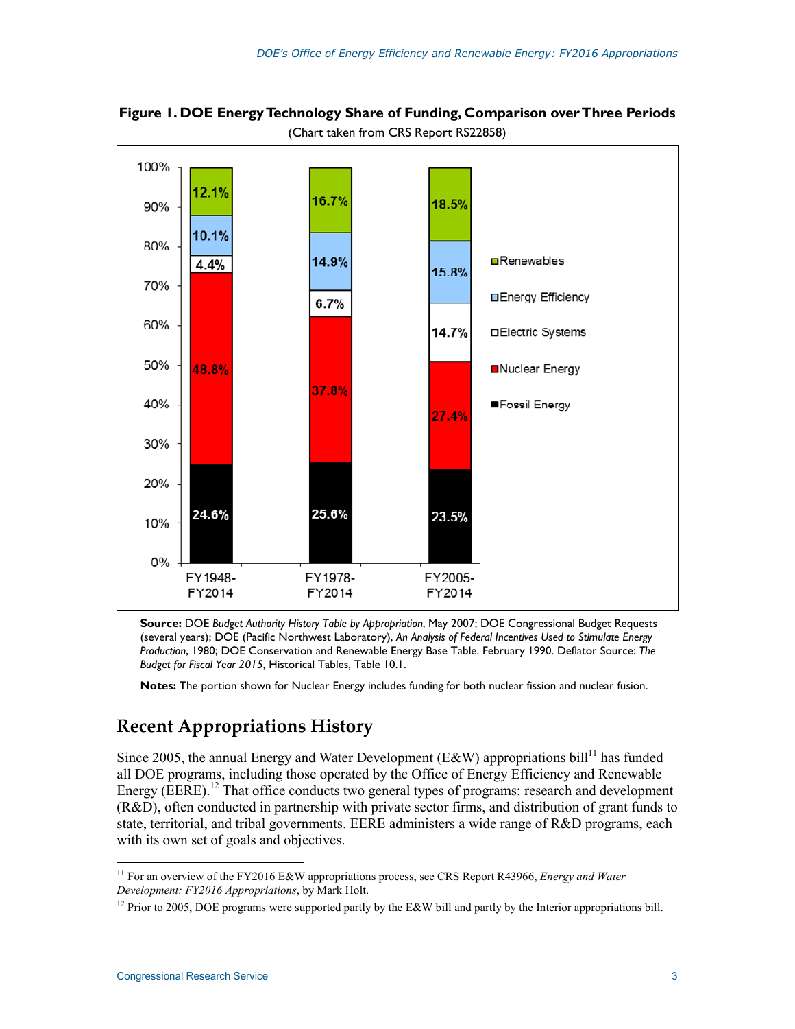**Figure 1. DOE Energy Technology Share of Funding, Comparison over Three Periods**

(Chart taken from CRS Report RS22858)

| | FY1948-FY2014 | FY1978-FY2014 | FY2005-FY2014 |
| --- | --- | --- | --- |
| Renewables | 12.1% | 16.7% | 18.5% |
| Energy Efficiency | 10.1% | 14.9% | 15.8% |
| Electric Systems | 4.4% | 6.7% | 14.7% |
| Nuclear Energy | 48.8% | 37.8% | 27.4% |
| Fossil Energy | 24.6% | 25.6% | 23.5% |

**Source:** DOE *Budget Authority History Table by Appropriation*, May 2007; DOE Congressional Budget Requests (several years); DOE (Pacific Northwest Laboratory), *An Analysis of Federal Incentives Used to Stimulate Energy Production*, 1980; DOE Conservation and Renewable Energy Base Table. February 1990. Deflator Source: *The Budget for Fiscal Year 2015*, Historical Tables, Table 10.1.

**Notes:** The portion shown for Nuclear Energy includes funding for both nuclear fission and nuclear fusion.

## Recent Appropriations History

Since 2005, the annual Energy and Water Development (E&W) appropriations bill[11] has funded all DOE programs, including those operated by the Office of Energy Efficiency and Renewable Energy (EERE).[12] That office conducts two general types of programs: research and development (R&D), often conducted in partnership with private sector firms, and distribution of grant funds to state, territorial, and tribal governments. EERE administers a wide range of R&D programs, each with its own set of goals and objectives.

[11] For an overview of the FY2016 E&W appropriations process, see CRS Report R43966, *Energy and Water Development: FY2016 Appropriations*, by Mark Holt.

[12] Prior to 2005, DOE programs were supported partly by the E&W bill and partly by the Interior appropriations bill.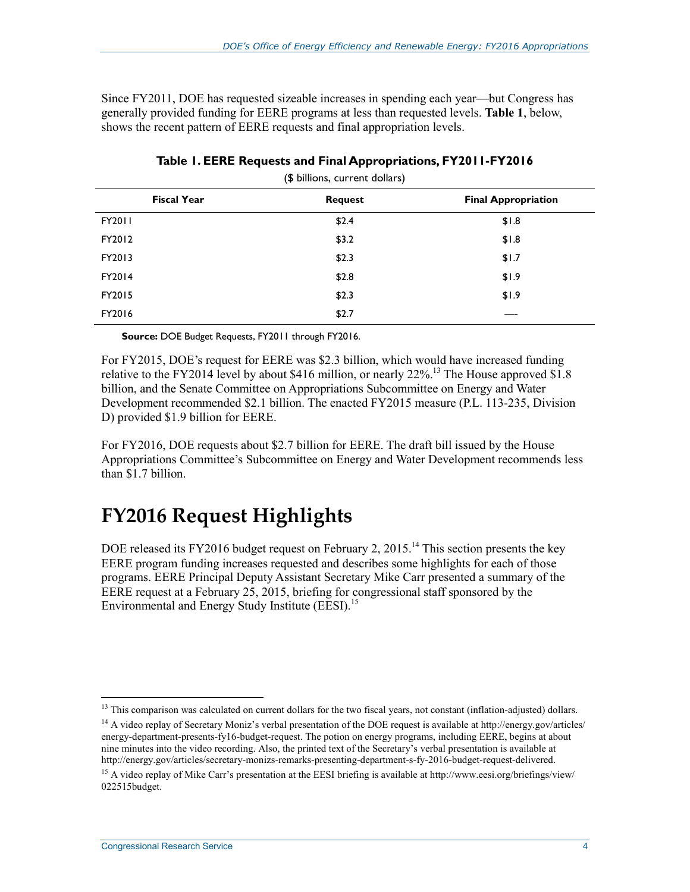Since FY2011, DOE has requested sizeable increases in spending each year—but Congress has generally provided funding for EERE programs at less than requested levels. **Table 1**, below, shows the recent pattern of EERE requests and final appropriation levels.

**Table 1. EERE Requests and Final Appropriations, FY2011-FY2016**

($ billions, current dollars)

| Fiscal Year | Request | Final Appropriation |
| --- | --- | --- |
| FY2011 | $2.4 | $1.8 |
| FY2012 | $3.2 | $1.8 |
| FY2013 | $2.3 | $1.7 |
| FY2014 | $2.8 | $1.9 |
| FY2015 | $2.3 | $1.9 |
| FY2016 | $2.7 | —- |

**Source:** DOE Budget Requests, FY2011 through FY2016.

For FY2015, DOE's request for EERE was $2.3 billion, which would have increased funding relative to the FY2014 level by about $416 million, or nearly 22%.[13] The House approved $1.8 billion, and the Senate Committee on Appropriations Subcommittee on Energy and Water Development recommended $2.1 billion. The enacted FY2015 measure (P.L. 113-235, Division D) provided $1.9 billion for EERE.

For FY2016, DOE requests about $2.7 billion for EERE. The draft bill issued by the House Appropriations Committee's Subcommittee on Energy and Water Development recommends less than $1.7 billion.

# FY2016 Request Highlights

DOE released its FY2016 budget request on February 2, 2015.[14] This section presents the key EERE program funding increases requested and describes some highlights for each of those programs. EERE Principal Deputy Assistant Secretary Mike Carr presented a summary of the EERE request at a February 25, 2015, briefing for congressional staff sponsored by the Environmental and Energy Study Institute (EESI).[15]

---

[13] This comparison was calculated on current dollars for the two fiscal years, not constant (inflation-adjusted) dollars.

[14] A video replay of Secretary Moniz's verbal presentation of the DOE request is available at http://energy.gov/articles/energy-department-presents-fy16-budget-request. The potion on energy programs, including EERE, begins at about nine minutes into the video recording. Also, the printed text of the Secretary's verbal presentation is available at http://energy.gov/articles/secretary-monizs-remarks-presenting-department-s-fy-2016-budget-request-delivered.

[15] A video replay of Mike Carr's presentation at the EESI briefing is available at http://www.eesi.org/briefings/view/022515budget.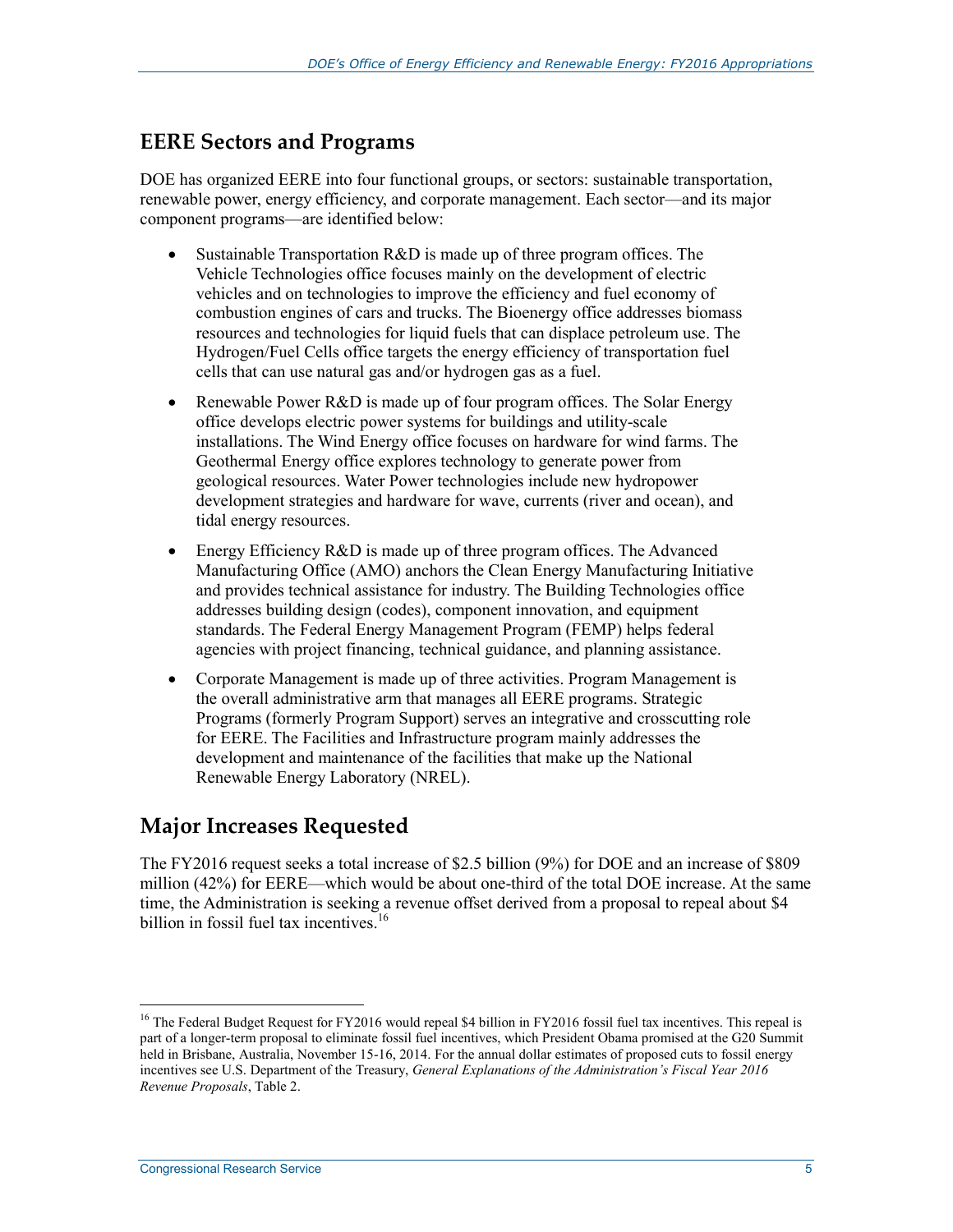## EERE Sectors and Programs

DOE has organized EERE into four functional groups, or sectors: sustainable transportation, renewable power, energy efficiency, and corporate management. Each sector—and its major component programs—are identified below:

- Sustainable Transportation R&D is made up of three program offices. The Vehicle Technologies office focuses mainly on the development of electric vehicles and on technologies to improve the efficiency and fuel economy of combustion engines of cars and trucks. The Bioenergy office addresses biomass resources and technologies for liquid fuels that can displace petroleum use. The Hydrogen/Fuel Cells office targets the energy efficiency of transportation fuel cells that can use natural gas and/or hydrogen gas as a fuel.
- Renewable Power R&D is made up of four program offices. The Solar Energy office develops electric power systems for buildings and utility-scale installations. The Wind Energy office focuses on hardware for wind farms. The Geothermal Energy office explores technology to generate power from geological resources. Water Power technologies include new hydropower development strategies and hardware for wave, currents (river and ocean), and tidal energy resources.
- Energy Efficiency R&D is made up of three program offices. The Advanced Manufacturing Office (AMO) anchors the Clean Energy Manufacturing Initiative and provides technical assistance for industry. The Building Technologies office addresses building design (codes), component innovation, and equipment standards. The Federal Energy Management Program (FEMP) helps federal agencies with project financing, technical guidance, and planning assistance.
- Corporate Management is made up of three activities. Program Management is the overall administrative arm that manages all EERE programs. Strategic Programs (formerly Program Support) serves an integrative and crosscutting role for EERE. The Facilities and Infrastructure program mainly addresses the development and maintenance of the facilities that make up the National Renewable Energy Laboratory (NREL).

## Major Increases Requested

The FY2016 request seeks a total increase of $2.5 billion (9%) for DOE and an increase of $809 million (42%) for EERE—which would be about one-third of the total DOE increase. At the same time, the Administration is seeking a revenue offset derived from a proposal to repeal about $4 billion in fossil fuel tax incentives.[16]

[16] The Federal Budget Request for FY2016 would repeal $4 billion in FY2016 fossil fuel tax incentives. This repeal is part of a longer-term proposal to eliminate fossil fuel incentives, which President Obama promised at the G20 Summit held in Brisbane, Australia, November 15-16, 2014. For the annual dollar estimates of proposed cuts to fossil energy incentives see U.S. Department of the Treasury, *General Explanations of the Administration's Fiscal Year 2016 Revenue Proposals*, Table 2.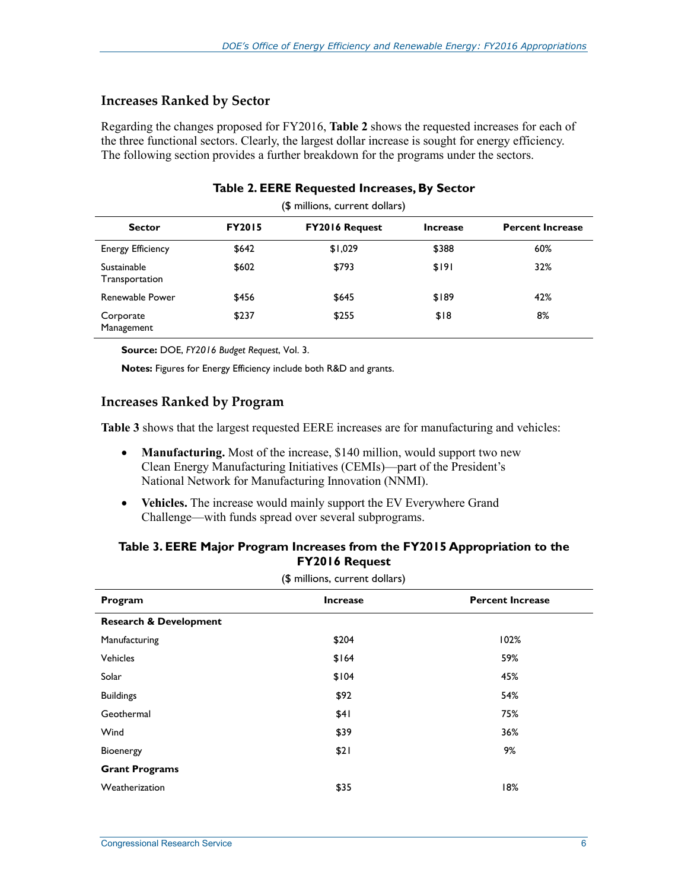## Increases Ranked by Sector

Regarding the changes proposed for FY2016, **Table 2** shows the requested increases for each of the three functional sectors. Clearly, the largest dollar increase is sought for energy efficiency. The following section provides a further breakdown for the programs under the sectors.

**Table 2. EERE Requested Increases, By Sector**

($ millions, current dollars)

| Sector | FY2015 | FY2016 Request | Increase | Percent Increase |
|---|---|---|---|---|
| Energy Efficiency | $642 | $1,029 | $388 | 60% |
| Sustainable Transportation | $602 | $793 | $191 | 32% |
| Renewable Power | $456 | $645 | $189 | 42% |
| Corporate Management | $237 | $255 | $18 | 8% |

**Source:** DOE, *FY2016 Budget Request*, Vol. 3.

**Notes:** Figures for Energy Efficiency include both R&D and grants.

## Increases Ranked by Program

**Table 3** shows that the largest requested EERE increases are for manufacturing and vehicles:

- **Manufacturing.** Most of the increase, $140 million, would support two new Clean Energy Manufacturing Initiatives (CEMIs)—part of the President's National Network for Manufacturing Innovation (NNMI).
- **Vehicles.** The increase would mainly support the EV Everywhere Grand Challenge—with funds spread over several subprograms.

**Table 3. EERE Major Program Increases from the FY2015 Appropriation to the FY2016 Request**

($ millions, current dollars)

| Program | Increase | Percent Increase |
|---|---|---|
| **Research & Development** | | |
| Manufacturing | $204 | 102% |
| Vehicles | $164 | 59% |
| Solar | $104 | 45% |
| Buildings | $92 | 54% |
| Geothermal | $41 | 75% |
| Wind | $39 | 36% |
| Bioenergy | $21 | 9% |
| **Grant Programs** | | |
| Weatherization | $35 | 18% |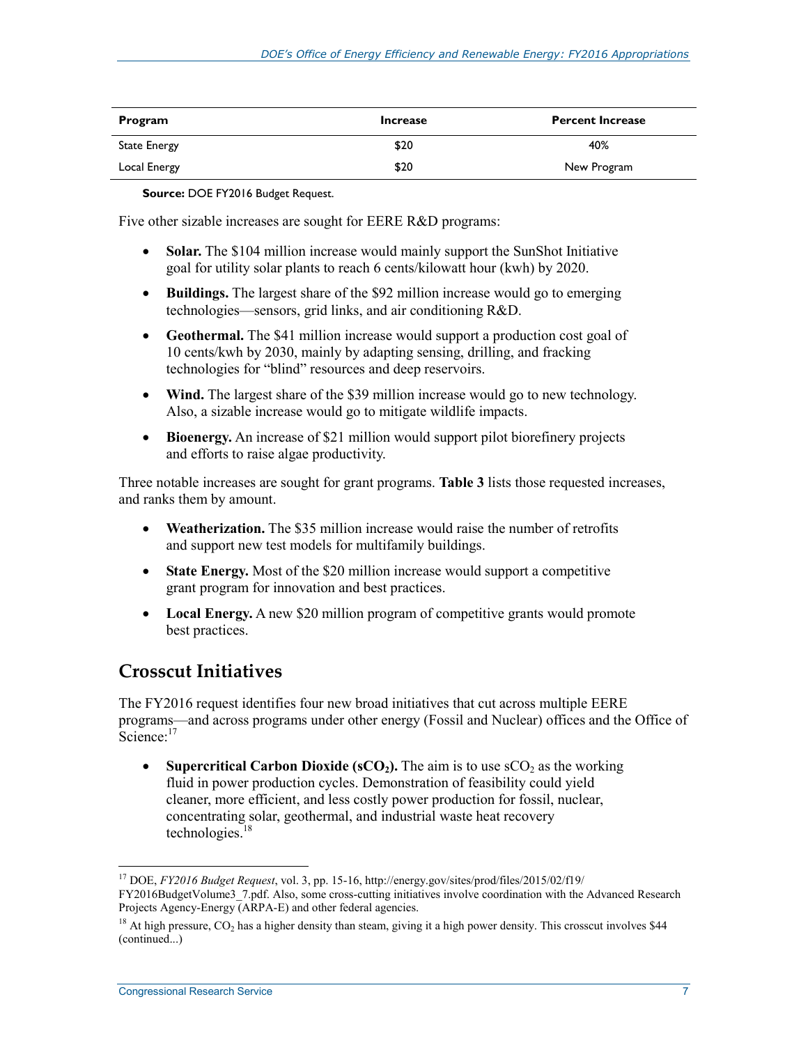| Program | Increase | Percent Increase |
| --- | --- | --- |
| State Energy | $20 | 40% |
| Local Energy | $20 | New Program |

**Source:** DOE FY2016 Budget Request.

Five other sizable increases are sought for EERE R&D programs:

- **Solar.** The $104 million increase would mainly support the SunShot Initiative goal for utility solar plants to reach 6 cents/kilowatt hour (kwh) by 2020.
- **Buildings.** The largest share of the $92 million increase would go to emerging technologies—sensors, grid links, and air conditioning R&D.
- **Geothermal.** The $41 million increase would support a production cost goal of 10 cents/kwh by 2030, mainly by adapting sensing, drilling, and fracking technologies for "blind" resources and deep reservoirs.
- **Wind.** The largest share of the $39 million increase would go to new technology. Also, a sizable increase would go to mitigate wildlife impacts.
- **Bioenergy.** An increase of $21 million would support pilot biorefinery projects and efforts to raise algae productivity.

Three notable increases are sought for grant programs. **Table 3** lists those requested increases, and ranks them by amount.

- **Weatherization.** The $35 million increase would raise the number of retrofits and support new test models for multifamily buildings.
- **State Energy.** Most of the $20 million increase would support a competitive grant program for innovation and best practices.
- **Local Energy.** A new $20 million program of competitive grants would promote best practices.

## Crosscut Initiatives

The FY2016 request identifies four new broad initiatives that cut across multiple EERE programs—and across programs under other energy (Fossil and Nuclear) offices and the Office of Science:[17]

- **Supercritical Carbon Dioxide (s$CO_2$).** The aim is to use s$CO_2$ as the working fluid in power production cycles. Demonstration of feasibility could yield cleaner, more efficient, and less costly power production for fossil, nuclear, concentrating solar, geothermal, and industrial waste heat recovery technologies.[18]

---

[17] DOE, *FY2016 Budget Request*, vol. 3, pp. 15-16, http://energy.gov/sites/prod/files/2015/02/f19/FY2016BudgetVolume3_7.pdf. Also, some cross-cutting initiatives involve coordination with the Advanced Research Projects Agency-Energy (ARPA-E) and other federal agencies.

[18] At high pressure, $CO_2$ has a higher density than steam, giving it a high power density. This crosscut involves $44 (continued...)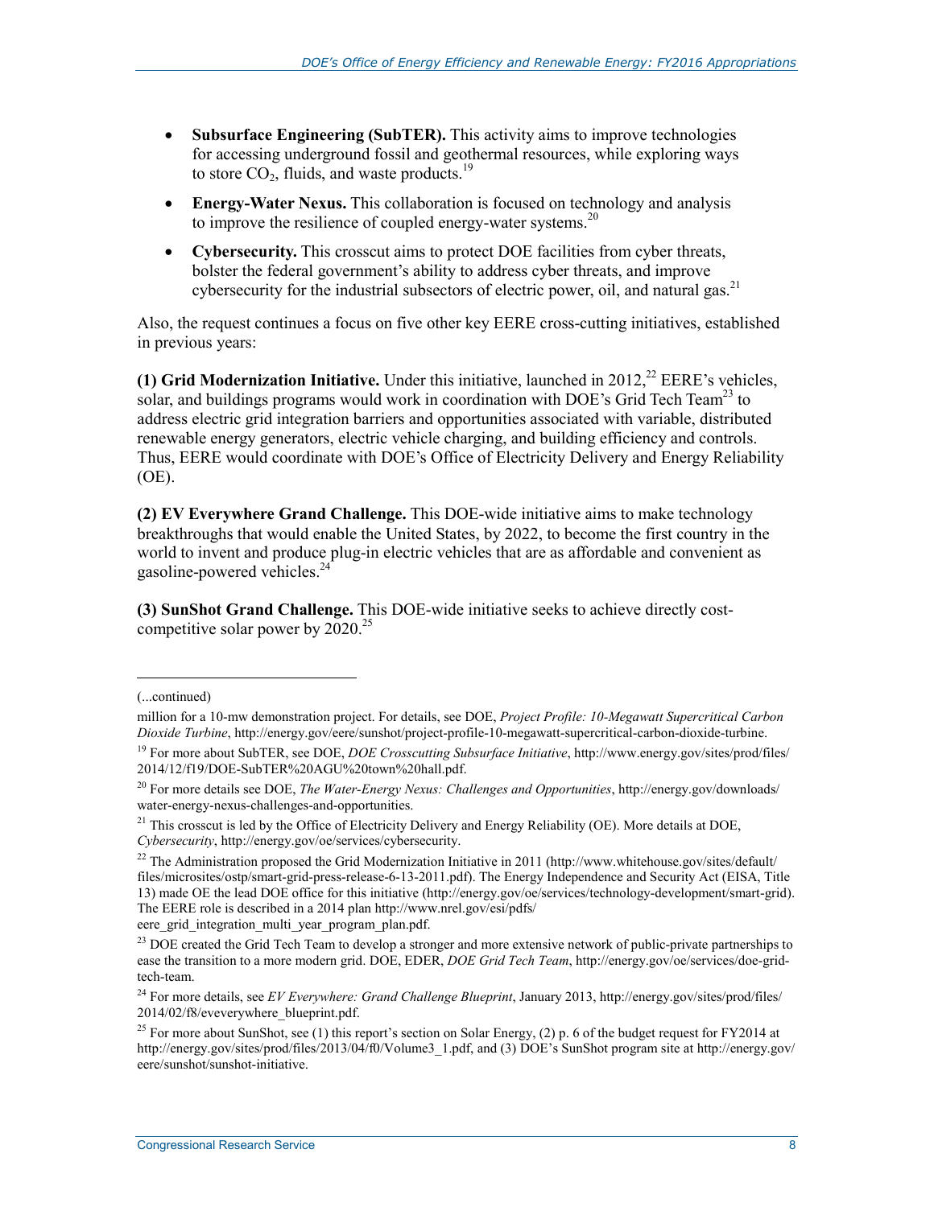- **Subsurface Engineering (SubTER).** This activity aims to improve technologies for accessing underground fossil and geothermal resources, while exploring ways to store $CO_2$, fluids, and waste products.[19]
- **Energy-Water Nexus.** This collaboration is focused on technology and analysis to improve the resilience of coupled energy-water systems.[20]
- **Cybersecurity.** This crosscut aims to protect DOE facilities from cyber threats, bolster the federal government's ability to address cyber threats, and improve cybersecurity for the industrial subsectors of electric power, oil, and natural gas.[21]

Also, the request continues a focus on five other key EERE cross-cutting initiatives, established in previous years:

**(1) Grid Modernization Initiative.** Under this initiative, launched in 2012,[22] EERE's vehicles, solar, and buildings programs would work in coordination with DOE's Grid Tech Team[23] to address electric grid integration barriers and opportunities associated with variable, distributed renewable energy generators, electric vehicle charging, and building efficiency and controls. Thus, EERE would coordinate with DOE's Office of Electricity Delivery and Energy Reliability (OE).

**(2) EV Everywhere Grand Challenge.** This DOE-wide initiative aims to make technology breakthroughs that would enable the United States, by 2022, to become the first country in the world to invent and produce plug-in electric vehicles that are as affordable and convenient as gasoline-powered vehicles.[24]

**(3) SunShot Grand Challenge.** This DOE-wide initiative seeks to achieve directly cost-competitive solar power by 2020.[25]

---

(...continued)

million for a 10-mw demonstration project. For details, see DOE, *Project Profile: 10-Megawatt Supercritical Carbon Dioxide Turbine*, http://energy.gov/eere/sunshot/project-profile-10-megawatt-supercritical-carbon-dioxide-turbine.

[19] For more about SubTER, see DOE, *DOE Crosscutting Subsurface Initiative*, http://www.energy.gov/sites/prod/files/2014/12/f19/DOE-SubTER%20AGU%20town%20hall.pdf.

[20] For more details see DOE, *The Water-Energy Nexus: Challenges and Opportunities*, http://energy.gov/downloads/water-energy-nexus-challenges-and-opportunities.

[21] This crosscut is led by the Office of Electricity Delivery and Energy Reliability (OE). More details at DOE, *Cybersecurity*, http://energy.gov/oe/services/cybersecurity.

[22] The Administration proposed the Grid Modernization Initiative in 2011 (http://www.whitehouse.gov/sites/default/files/microsites/ostp/smart-grid-press-release-6-13-2011.pdf). The Energy Independence and Security Act (EISA, Title 13) made OE the lead DOE office for this initiative (http://energy.gov/oe/services/technology-development/smart-grid). The EERE role is described in a 2014 plan http://www.nrel.gov/esi/pdfs/eere_grid_integration_multi_year_program_plan.pdf.

[23] DOE created the Grid Tech Team to develop a stronger and more extensive network of public-private partnerships to ease the transition to a more modern grid. DOE, EDER, *DOE Grid Tech Team*, http://energy.gov/oe/services/doe-grid-tech-team.

[24] For more details, see *EV Everywhere: Grand Challenge Blueprint*, January 2013, http://energy.gov/sites/prod/files/2014/02/f8/eveverywhere_blueprint.pdf.

[25] For more about SunShot, see (1) this report's section on Solar Energy, (2) p. 6 of the budget request for FY2014 at http://energy.gov/sites/prod/files/2013/04/f0/Volume3_1.pdf, and (3) DOE's SunShot program site at http://energy.gov/eere/sunshot/sunshot-initiative.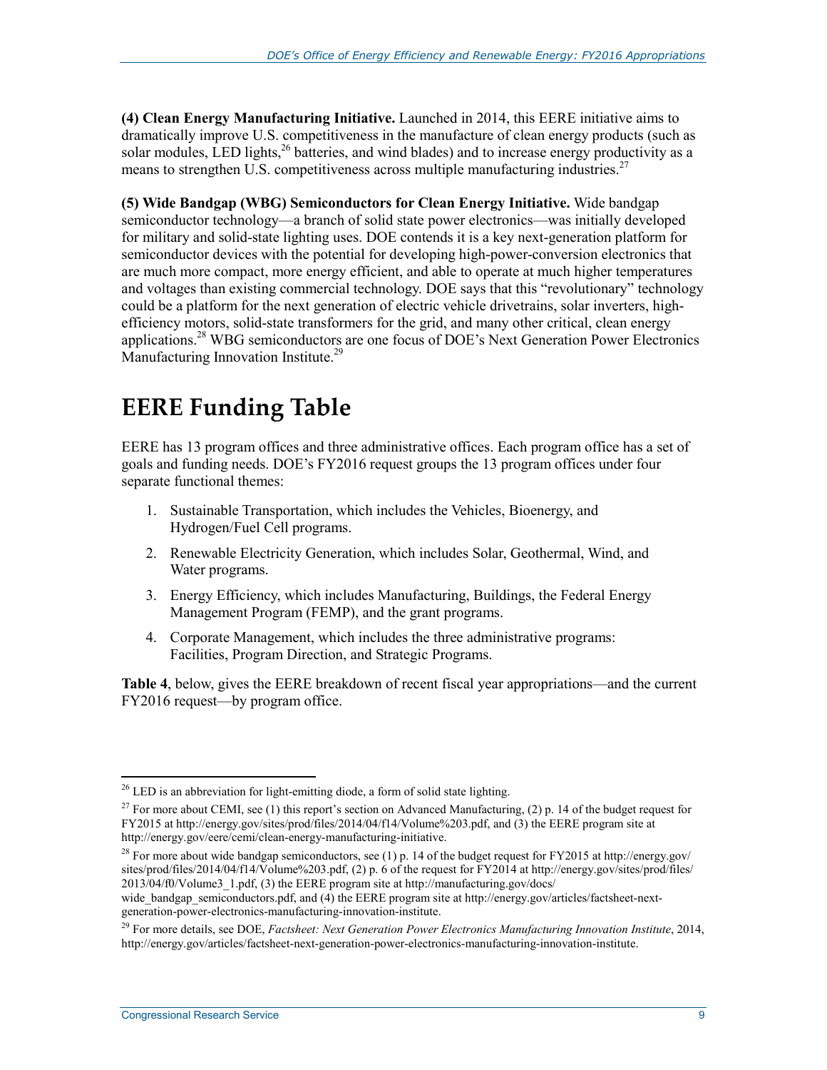**(4) Clean Energy Manufacturing Initiative.** Launched in 2014, this EERE initiative aims to dramatically improve U.S. competitiveness in the manufacture of clean energy products (such as solar modules, LED lights,[26] batteries, and wind blades) and to increase energy productivity as a means to strengthen U.S. competitiveness across multiple manufacturing industries.[27]

**(5) Wide Bandgap (WBG) Semiconductors for Clean Energy Initiative.** Wide bandgap semiconductor technology—a branch of solid state power electronics—was initially developed for military and solid-state lighting uses. DOE contends it is a key next-generation platform for semiconductor devices with the potential for developing high-power-conversion electronics that are much more compact, more energy efficient, and able to operate at much higher temperatures and voltages than existing commercial technology. DOE says that this "revolutionary" technology could be a platform for the next generation of electric vehicle drivetrains, solar inverters, high-efficiency motors, solid-state transformers for the grid, and many other critical, clean energy applications.[28] WBG semiconductors are one focus of DOE's Next Generation Power Electronics Manufacturing Innovation Institute.[29]

# EERE Funding Table

EERE has 13 program offices and three administrative offices. Each program office has a set of goals and funding needs. DOE's FY2016 request groups the 13 program offices under four separate functional themes:

1. Sustainable Transportation, which includes the Vehicles, Bioenergy, and Hydrogen/Fuel Cell programs.
2. Renewable Electricity Generation, which includes Solar, Geothermal, Wind, and Water programs.
3. Energy Efficiency, which includes Manufacturing, Buildings, the Federal Energy Management Program (FEMP), and the grant programs.
4. Corporate Management, which includes the three administrative programs: Facilities, Program Direction, and Strategic Programs.

**Table 4**, below, gives the EERE breakdown of recent fiscal year appropriations—and the current FY2016 request—by program office.

---

[26] LED is an abbreviation for light-emitting diode, a form of solid state lighting.

[27] For more about CEMI, see (1) this report's section on Advanced Manufacturing, (2) p. 14 of the budget request for FY2015 at http://energy.gov/sites/prod/files/2014/04/f14/Volume%203.pdf, and (3) the EERE program site at http://energy.gov/eere/cemi/clean-energy-manufacturing-initiative.

[28] For more about wide bandgap semiconductors, see (1) p. 14 of the budget request for FY2015 at http://energy.gov/sites/prod/files/2014/04/f14/Volume%203.pdf, (2) p. 6 of the request for FY2014 at http://energy.gov/sites/prod/files/2013/04/f0/Volume3_1.pdf, (3) the EERE program site at http://manufacturing.gov/docs/wide_bandgap_semiconductors.pdf, and (4) the EERE program site at http://energy.gov/articles/factsheet-next-generation-power-electronics-manufacturing-innovation-institute.

[29] For more details, see DOE, *Factsheet: Next Generation Power Electronics Manufacturing Innovation Institute*, 2014, http://energy.gov/articles/factsheet-next-generation-power-electronics-manufacturing-innovation-institute.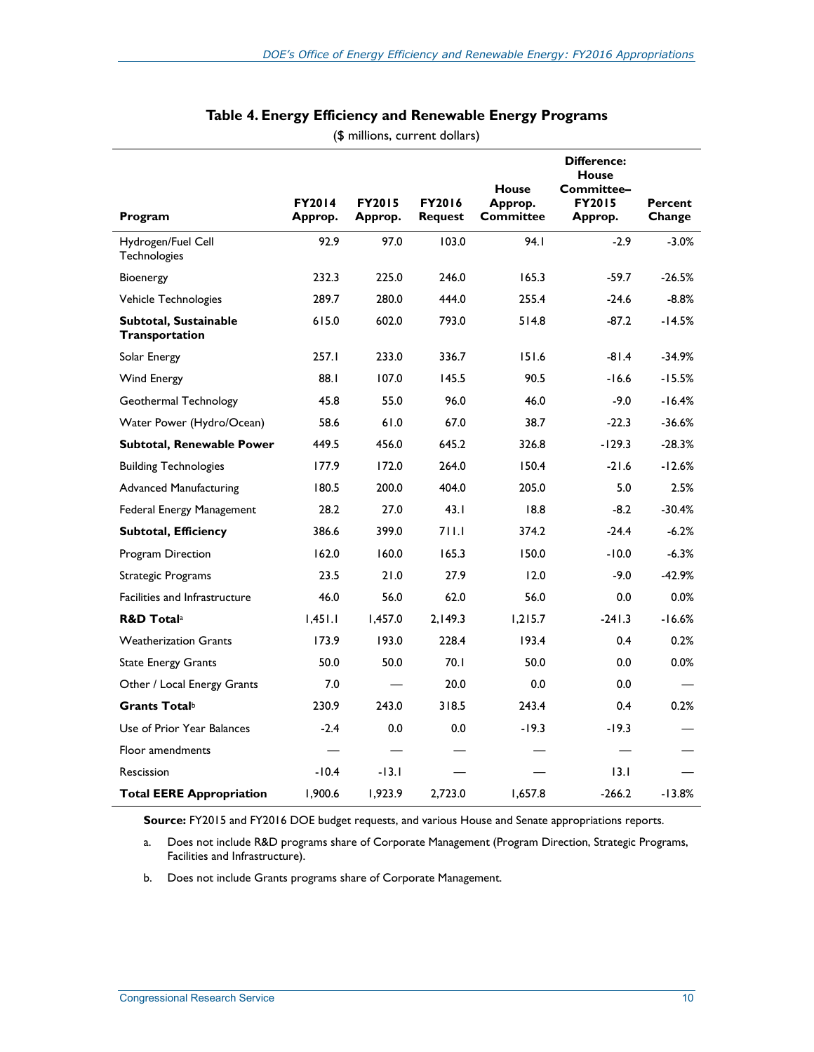**Table 4. Energy Efficiency and Renewable Energy Programs**

($ millions, current dollars)

| Program | FY2014 Approp. | FY2015 Approp. | FY2016 Request | House Approp. Committee | Difference: House Committee– FY2015 Approp. | Percent Change |
|---|---|---|---|---|---|---|
| Hydrogen/Fuel Cell Technologies | 92.9 | 97.0 | 103.0 | 94.1 | -2.9 | -3.0% |
| Bioenergy | 232.3 | 225.0 | 246.0 | 165.3 | -59.7 | -26.5% |
| Vehicle Technologies | 289.7 | 280.0 | 444.0 | 255.4 | -24.6 | -8.8% |
| **Subtotal, Sustainable Transportation** | 615.0 | 602.0 | 793.0 | 514.8 | -87.2 | -14.5% |
| Solar Energy | 257.1 | 233.0 | 336.7 | 151.6 | -81.4 | -34.9% |
| Wind Energy | 88.1 | 107.0 | 145.5 | 90.5 | -16.6 | -15.5% |
| Geothermal Technology | 45.8 | 55.0 | 96.0 | 46.0 | -9.0 | -16.4% |
| Water Power (Hydro/Ocean) | 58.6 | 61.0 | 67.0 | 38.7 | -22.3 | -36.6% |
| **Subtotal, Renewable Power** | 449.5 | 456.0 | 645.2 | 326.8 | -129.3 | -28.3% |
| Building Technologies | 177.9 | 172.0 | 264.0 | 150.4 | -21.6 | -12.6% |
| Advanced Manufacturing | 180.5 | 200.0 | 404.0 | 205.0 | 5.0 | 2.5% |
| Federal Energy Management | 28.2 | 27.0 | 43.1 | 18.8 | -8.2 | -30.4% |
| **Subtotal, Efficiency** | 386.6 | 399.0 | 711.1 | 374.2 | -24.4 | -6.2% |
| Program Direction | 162.0 | 160.0 | 165.3 | 150.0 | -10.0 | -6.3% |
| Strategic Programs | 23.5 | 21.0 | 27.9 | 12.0 | -9.0 | -42.9% |
| Facilities and Infrastructure | 46.0 | 56.0 | 62.0 | 56.0 | 0.0 | 0.0% |
| **R&D Total**[a] | 1,451.1 | 1,457.0 | 2,149.3 | 1,215.7 | -241.3 | -16.6% |
| Weatherization Grants | 173.9 | 193.0 | 228.4 | 193.4 | 0.4 | 0.2% |
| State Energy Grants | 50.0 | 50.0 | 70.1 | 50.0 | 0.0 | 0.0% |
| Other / Local Energy Grants | 7.0 | — | 20.0 | 0.0 | 0.0 | — |
| **Grants Total**[b] | 230.9 | 243.0 | 318.5 | 243.4 | 0.4 | 0.2% |
| Use of Prior Year Balances | -2.4 | 0.0 | 0.0 | -19.3 | -19.3 | — |
| Floor amendments | — | — | — | — | — | — |
| Rescission | -10.4 | -13.1 | — | — | 13.1 | — |
| **Total EERE Appropriation** | 1,900.6 | 1,923.9 | 2,723.0 | 1,657.8 | -266.2 | -13.8% |

**Source:** FY2015 and FY2016 DOE budget requests, and various House and Senate appropriations reports.

a. Does not include R&D programs share of Corporate Management (Program Direction, Strategic Programs, Facilities and Infrastructure).

b. Does not include Grants programs share of Corporate Management.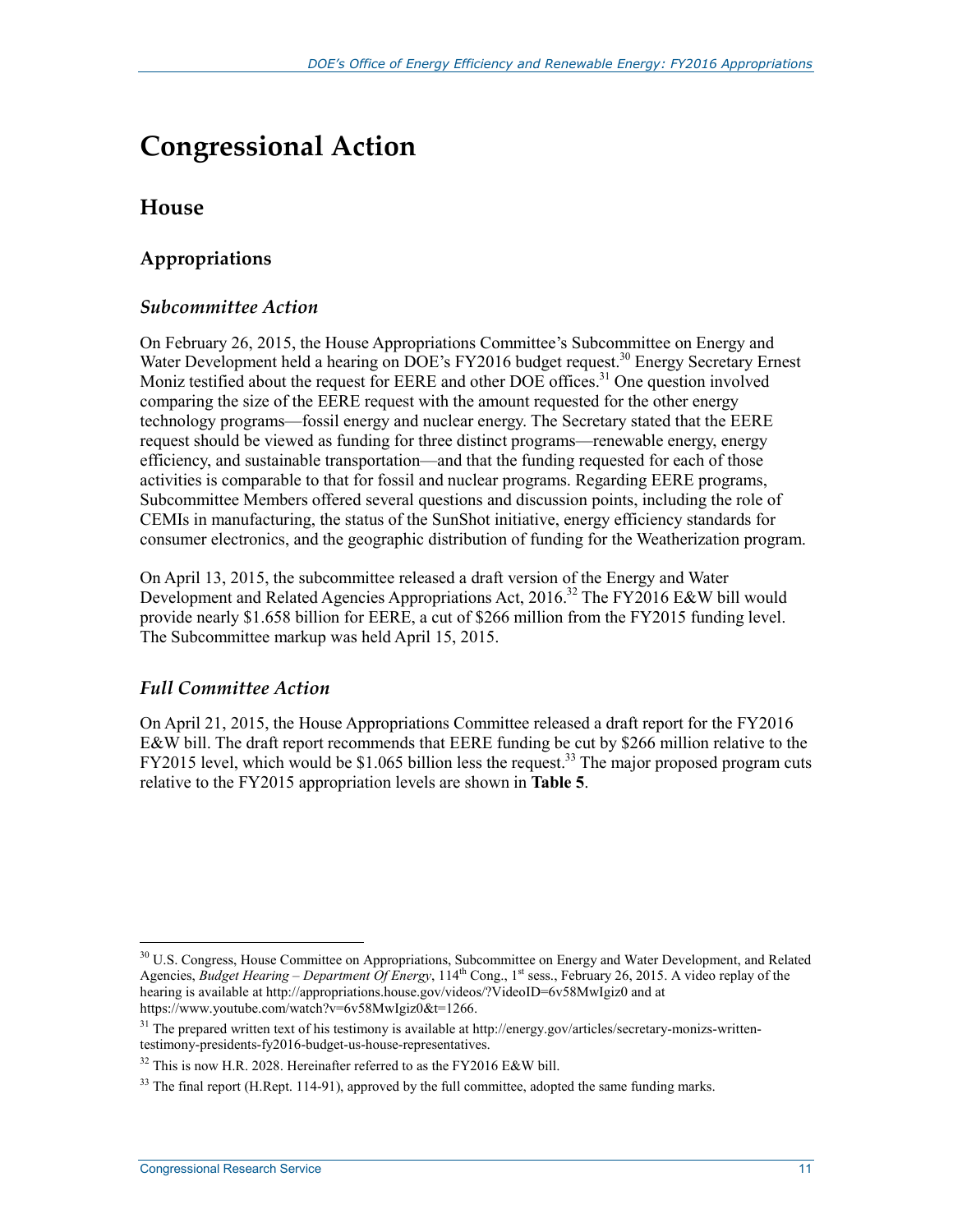# Congressional Action

## House

### Appropriations

#### *Subcommittee Action*

On February 26, 2015, the House Appropriations Committee's Subcommittee on Energy and Water Development held a hearing on DOE's FY2016 budget request.[30] Energy Secretary Ernest Moniz testified about the request for EERE and other DOE offices.[31] One question involved comparing the size of the EERE request with the amount requested for the other energy technology programs—fossil energy and nuclear energy. The Secretary stated that the EERE request should be viewed as funding for three distinct programs—renewable energy, energy efficiency, and sustainable transportation—and that the funding requested for each of those activities is comparable to that for fossil and nuclear programs. Regarding EERE programs, Subcommittee Members offered several questions and discussion points, including the role of CEMIs in manufacturing, the status of the SunShot initiative, energy efficiency standards for consumer electronics, and the geographic distribution of funding for the Weatherization program.

On April 13, 2015, the subcommittee released a draft version of the Energy and Water Development and Related Agencies Appropriations Act, 2016.[32] The FY2016 E&W bill would provide nearly $1.658 billion for EERE, a cut of $266 million from the FY2015 funding level. The Subcommittee markup was held April 15, 2015.

#### *Full Committee Action*

On April 21, 2015, the House Appropriations Committee released a draft report for the FY2016 E&W bill. The draft report recommends that EERE funding be cut by $266 million relative to the FY2015 level, which would be $1.065 billion less the request.[33] The major proposed program cuts relative to the FY2015 appropriation levels are shown in **Table 5**.

---

[30] U.S. Congress, House Committee on Appropriations, Subcommittee on Energy and Water Development, and Related Agencies, *Budget Hearing – Department Of Energy*, 114th Cong., 1st sess., February 26, 2015. A video replay of the hearing is available at http://appropriations.house.gov/videos/?VideoID=6v58MwIgiz0 and at https://www.youtube.com/watch?v=6v58MwIgiz0&t=1266.

[31] The prepared written text of his testimony is available at http://energy.gov/articles/secretary-monizs-written-testimony-presidents-fy2016-budget-us-house-representatives.

[32] This is now H.R. 2028. Hereinafter referred to as the FY2016 E&W bill.

[33] The final report (H.Rept. 114-91), approved by the full committee, adopted the same funding marks.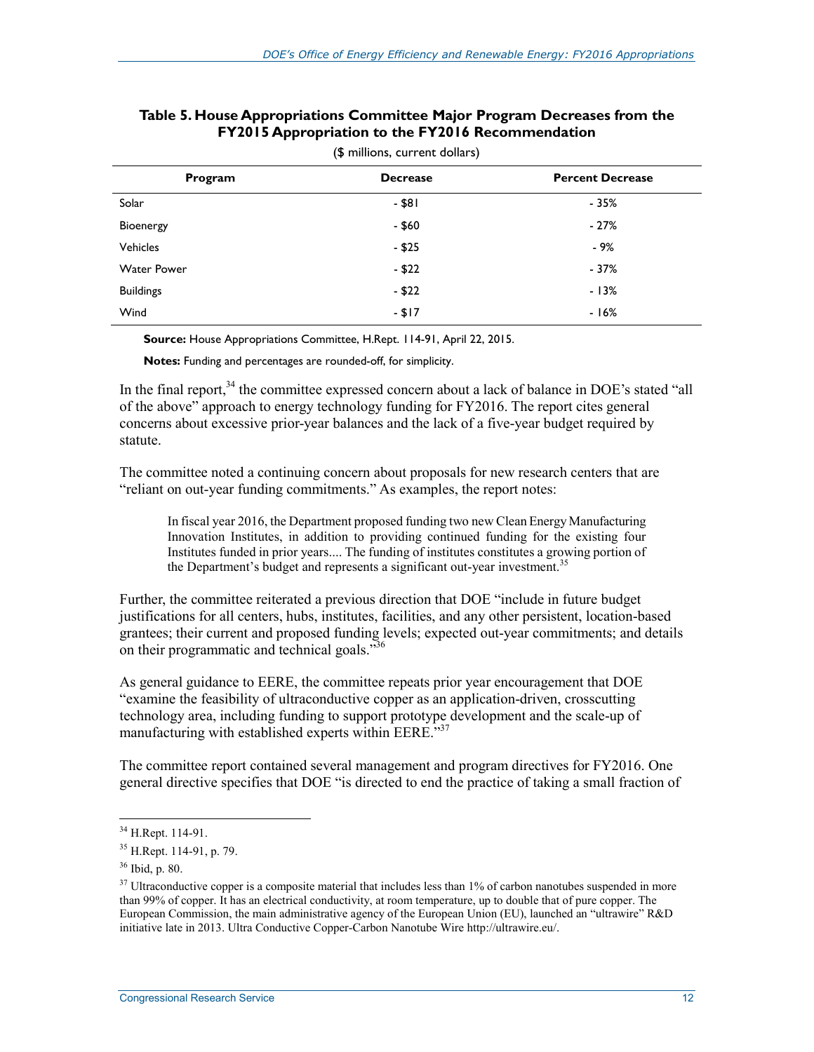**Table 5. House Appropriations Committee Major Program Decreases from the FY2015 Appropriation to the FY2016 Recommendation**

($ millions, current dollars)

| Program | Decrease | Percent Decrease |
| --- | --- | --- |
| Solar | - $81 | - 35% |
| Bioenergy | - $60 | - 27% |
| Vehicles | - $25 | - 9% |
| Water Power | - $22 | - 37% |
| Buildings | - $22 | - 13% |
| Wind | - $17 | - 16% |

**Source:** House Appropriations Committee, H.Rept. 114-91, April 22, 2015.

**Notes:** Funding and percentages are rounded-off, for simplicity.

In the final report,[34] the committee expressed concern about a lack of balance in DOE's stated "all of the above" approach to energy technology funding for FY2016. The report cites general concerns about excessive prior-year balances and the lack of a five-year budget required by statute.

The committee noted a continuing concern about proposals for new research centers that are "reliant on out-year funding commitments." As examples, the report notes:

> In fiscal year 2016, the Department proposed funding two new Clean Energy Manufacturing Innovation Institutes, in addition to providing continued funding for the existing four Institutes funded in prior years.... The funding of institutes constitutes a growing portion of the Department's budget and represents a significant out-year investment.[35]

Further, the committee reiterated a previous direction that DOE "include in future budget justifications for all centers, hubs, institutes, facilities, and any other persistent, location-based grantees; their current and proposed funding levels; expected out-year commitments; and details on their programmatic and technical goals."[36]

As general guidance to EERE, the committee repeats prior year encouragement that DOE "examine the feasibility of ultraconductive copper as an application-driven, crosscutting technology area, including funding to support prototype development and the scale-up of manufacturing with established experts within EERE."[37]

The committee report contained several management and program directives for FY2016. One general directive specifies that DOE "is directed to end the practice of taking a small fraction of

---

[34] H.Rept. 114-91.

[35] H.Rept. 114-91, p. 79.

[36] Ibid, p. 80.

[37] Ultraconductive copper is a composite material that includes less than 1% of carbon nanotubes suspended in more than 99% of copper. It has an electrical conductivity, at room temperature, up to double that of pure copper. The European Commission, the main administrative agency of the European Union (EU), launched an "ultrawire" R&D initiative late in 2013. Ultra Conductive Copper-Carbon Nanotube Wire http://ultrawire.eu/.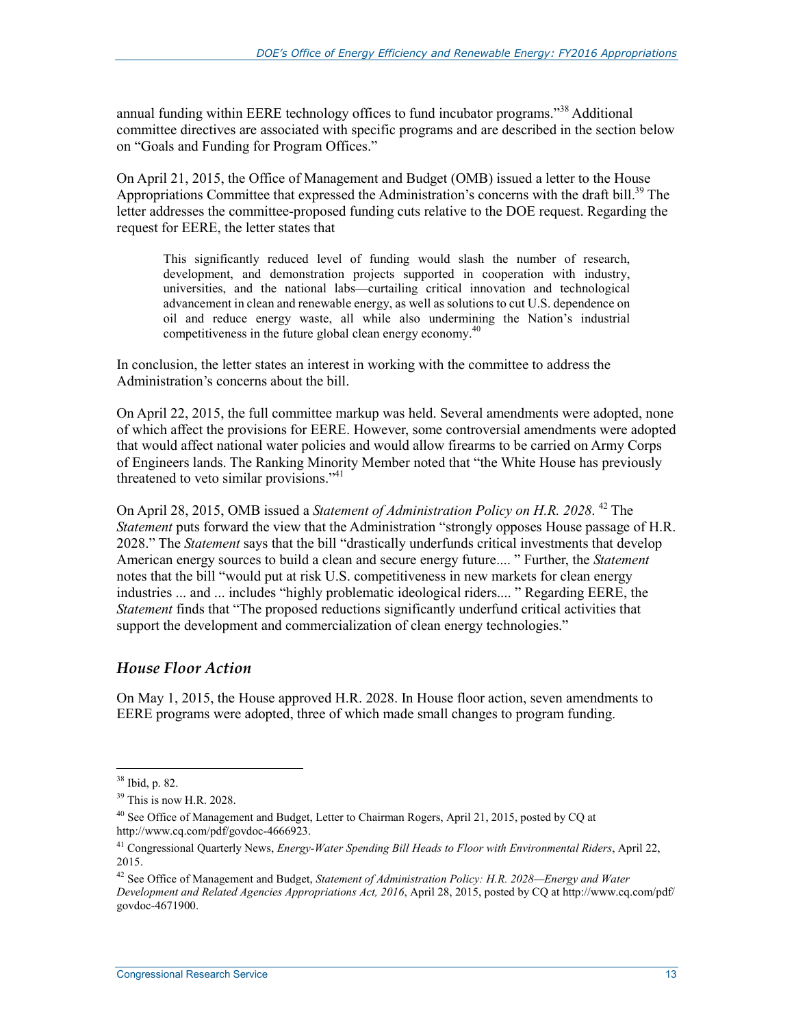annual funding within EERE technology offices to fund incubator programs."[38] Additional committee directives are associated with specific programs and are described in the section below on "Goals and Funding for Program Offices."

On April 21, 2015, the Office of Management and Budget (OMB) issued a letter to the House Appropriations Committee that expressed the Administration's concerns with the draft bill.[39] The letter addresses the committee-proposed funding cuts relative to the DOE request. Regarding the request for EERE, the letter states that

> This significantly reduced level of funding would slash the number of research, development, and demonstration projects supported in cooperation with industry, universities, and the national labs—curtailing critical innovation and technological advancement in clean and renewable energy, as well as solutions to cut U.S. dependence on oil and reduce energy waste, all while also undermining the Nation's industrial competitiveness in the future global clean energy economy.[40]

In conclusion, the letter states an interest in working with the committee to address the Administration's concerns about the bill.

On April 22, 2015, the full committee markup was held. Several amendments were adopted, none of which affect the provisions for EERE. However, some controversial amendments were adopted that would affect national water policies and would allow firearms to be carried on Army Corps of Engineers lands. The Ranking Minority Member noted that "the White House has previously threatened to veto similar provisions."[41]

On April 28, 2015, OMB issued a *Statement of Administration Policy on H.R. 2028*.[42] The *Statement* puts forward the view that the Administration "strongly opposes House passage of H.R. 2028." The *Statement* says that the bill "drastically underfunds critical investments that develop American energy sources to build a clean and secure energy future.... " Further, the *Statement* notes that the bill "would put at risk U.S. competitiveness in new markets for clean energy industries ... and ... includes "highly problematic ideological riders.... " Regarding EERE, the *Statement* finds that "The proposed reductions significantly underfund critical activities that support the development and commercialization of clean energy technologies."

### *House Floor Action*

On May 1, 2015, the House approved H.R. 2028. In House floor action, seven amendments to EERE programs were adopted, three of which made small changes to program funding.

---

[38] Ibid, p. 82.

[39] This is now H.R. 2028.

[40] See Office of Management and Budget, Letter to Chairman Rogers, April 21, 2015, posted by CQ at http://www.cq.com/pdf/govdoc-4666923.

[41] Congressional Quarterly News, *Energy-Water Spending Bill Heads to Floor with Environmental Riders*, April 22, 2015.

[42] See Office of Management and Budget, *Statement of Administration Policy: H.R. 2028—Energy and Water Development and Related Agencies Appropriations Act, 2016*, April 28, 2015, posted by CQ at http://www.cq.com/pdf/govdoc-4671900.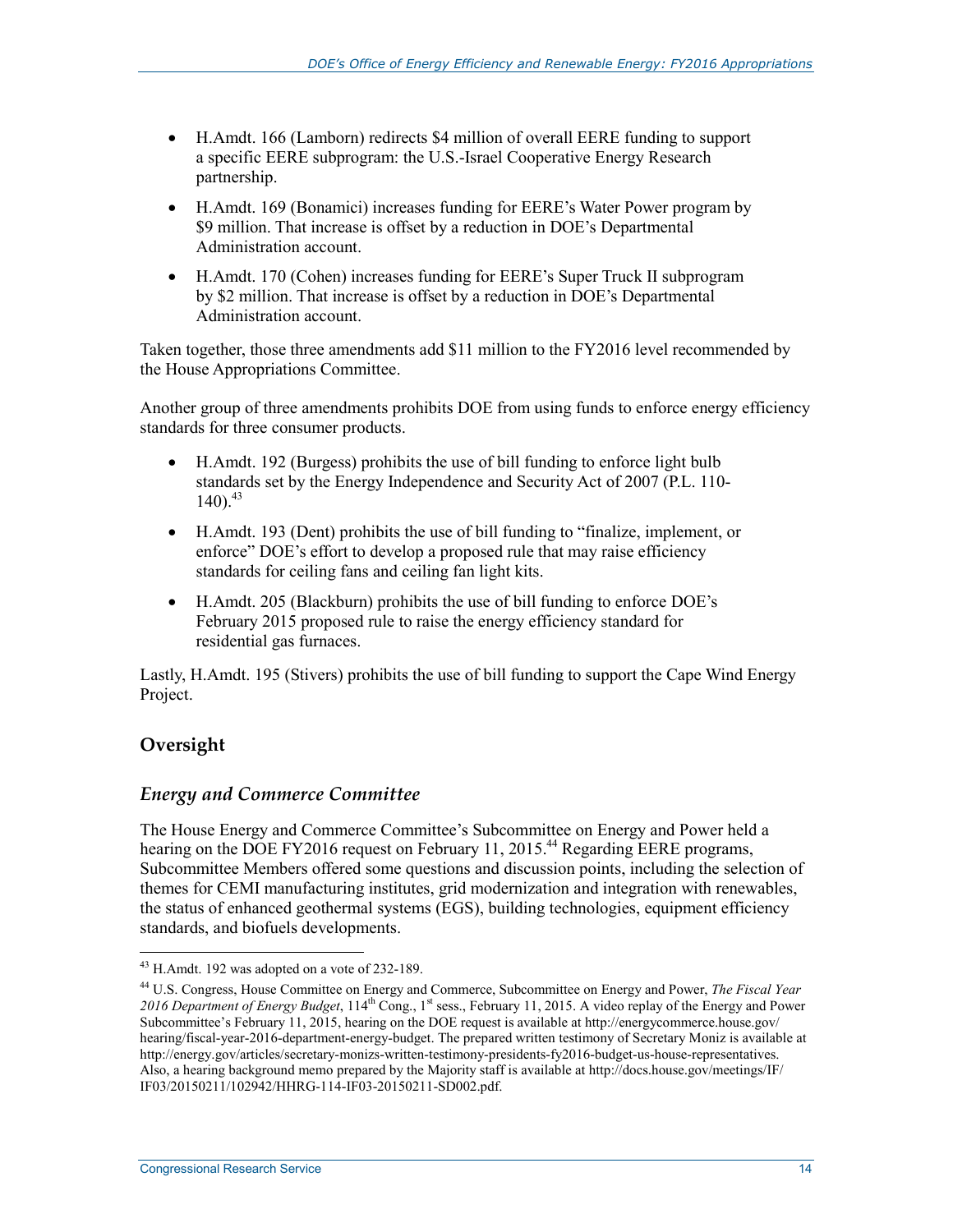- H.Amdt. 166 (Lamborn) redirects $4 million of overall EERE funding to support a specific EERE subprogram: the U.S.-Israel Cooperative Energy Research partnership.
- H.Amdt. 169 (Bonamici) increases funding for EERE's Water Power program by $9 million. That increase is offset by a reduction in DOE's Departmental Administration account.
- H.Amdt. 170 (Cohen) increases funding for EERE's Super Truck II subprogram by $2 million. That increase is offset by a reduction in DOE's Departmental Administration account.

Taken together, those three amendments add $11 million to the FY2016 level recommended by the House Appropriations Committee.

Another group of three amendments prohibits DOE from using funds to enforce energy efficiency standards for three consumer products.

- H.Amdt. 192 (Burgess) prohibits the use of bill funding to enforce light bulb standards set by the Energy Independence and Security Act of 2007 (P.L. 110-140).[43]
- H.Amdt. 193 (Dent) prohibits the use of bill funding to "finalize, implement, or enforce" DOE's effort to develop a proposed rule that may raise efficiency standards for ceiling fans and ceiling fan light kits.
- H.Amdt. 205 (Blackburn) prohibits the use of bill funding to enforce DOE's February 2015 proposed rule to raise the energy efficiency standard for residential gas furnaces.

Lastly, H.Amdt. 195 (Stivers) prohibits the use of bill funding to support the Cape Wind Energy Project.

## Oversight

### *Energy and Commerce Committee*

The House Energy and Commerce Committee's Subcommittee on Energy and Power held a hearing on the DOE FY2016 request on February 11, 2015.[44] Regarding EERE programs, Subcommittee Members offered some questions and discussion points, including the selection of themes for CEMI manufacturing institutes, grid modernization and integration with renewables, the status of enhanced geothermal systems (EGS), building technologies, equipment efficiency standards, and biofuels developments.

---

[43] H.Amdt. 192 was adopted on a vote of 232-189.

[44] U.S. Congress, House Committee on Energy and Commerce, Subcommittee on Energy and Power, *The Fiscal Year 2016 Department of Energy Budget*, 114th Cong., 1st sess., February 11, 2015. A video replay of the Energy and Power Subcommittee's February 11, 2015, hearing on the DOE request is available at http://energycommerce.house.gov/hearing/fiscal-year-2016-department-energy-budget. The prepared written testimony of Secretary Moniz is available at http://energy.gov/articles/secretary-monizs-written-testimony-presidents-fy2016-budget-us-house-representatives. Also, a hearing background memo prepared by the Majority staff is available at http://docs.house.gov/meetings/IF/IF03/20150211/102942/HHRG-114-IF03-20150211-SD002.pdf.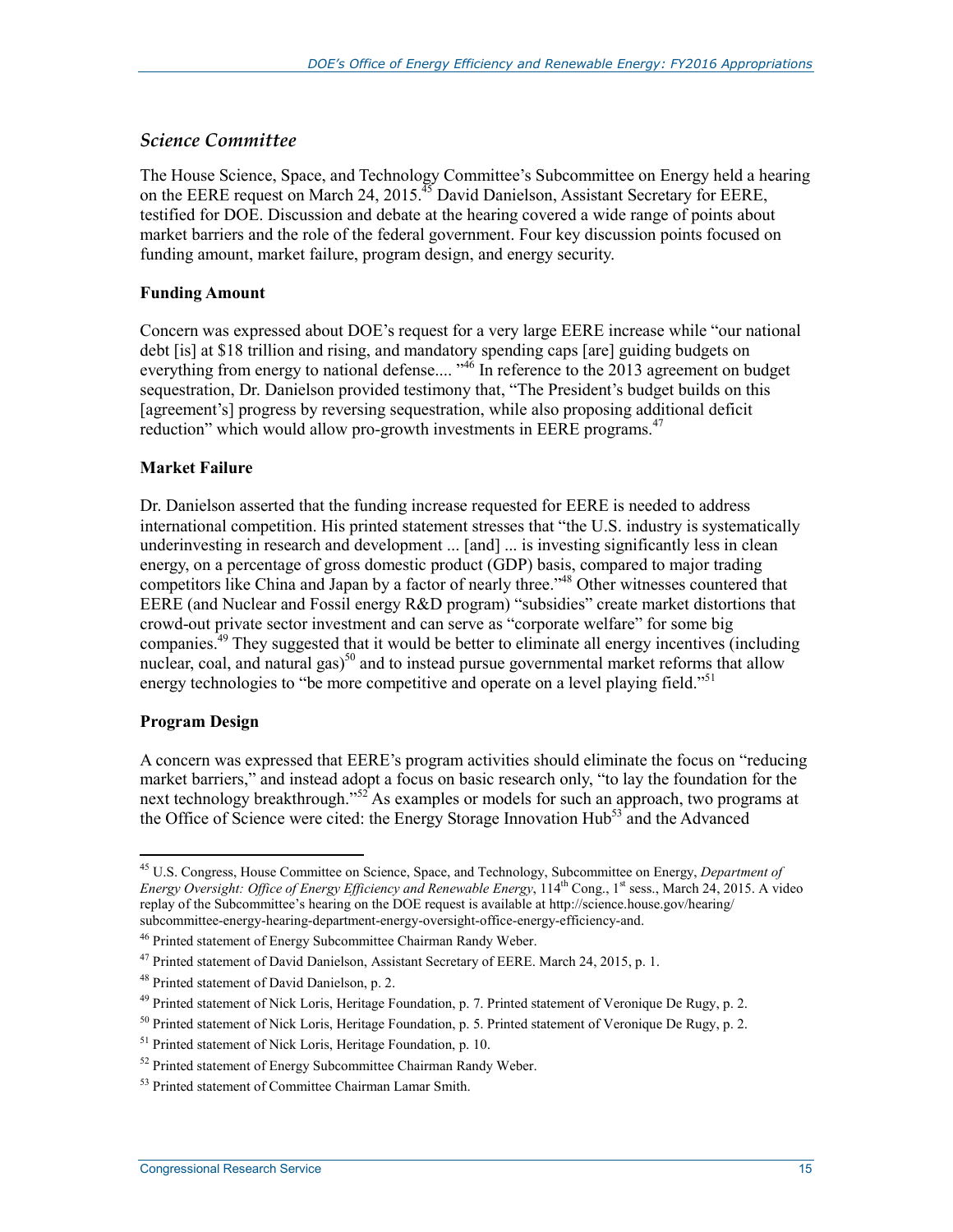### *Science Committee*

The House Science, Space, and Technology Committee's Subcommittee on Energy held a hearing on the EERE request on March 24, 2015.[45] David Danielson, Assistant Secretary for EERE, testified for DOE. Discussion and debate at the hearing covered a wide range of points about market barriers and the role of the federal government. Four key discussion points focused on funding amount, market failure, program design, and energy security.

#### Funding Amount

Concern was expressed about DOE's request for a very large EERE increase while "our national debt [is] at $18 trillion and rising, and mandatory spending caps [are] guiding budgets on everything from energy to national defense.... "[46] In reference to the 2013 agreement on budget sequestration, Dr. Danielson provided testimony that, "The President's budget builds on this [agreement's] progress by reversing sequestration, while also proposing additional deficit reduction" which would allow pro-growth investments in EERE programs.[47]

#### Market Failure

Dr. Danielson asserted that the funding increase requested for EERE is needed to address international competition. His printed statement stresses that "the U.S. industry is systematically underinvesting in research and development ... [and] ... is investing significantly less in clean energy, on a percentage of gross domestic product (GDP) basis, compared to major trading competitors like China and Japan by a factor of nearly three."[48] Other witnesses countered that EERE (and Nuclear and Fossil energy R&D program) "subsidies" create market distortions that crowd-out private sector investment and can serve as "corporate welfare" for some big companies.[49] They suggested that it would be better to eliminate all energy incentives (including nuclear, coal, and natural gas)[50] and to instead pursue governmental market reforms that allow energy technologies to "be more competitive and operate on a level playing field."[51]

#### Program Design

A concern was expressed that EERE's program activities should eliminate the focus on "reducing market barriers," and instead adopt a focus on basic research only, "to lay the foundation for the next technology breakthrough."[52] As examples or models for such an approach, two programs at the Office of Science were cited: the Energy Storage Innovation Hub[53] and the Advanced

---

[45] U.S. Congress, House Committee on Science, Space, and Technology, Subcommittee on Energy, *Department of Energy Oversight: Office of Energy Efficiency and Renewable Energy*, 114th Cong., 1st sess., March 24, 2015. A video replay of the Subcommittee's hearing on the DOE request is available at http://science.house.gov/hearing/subcommittee-energy-hearing-department-energy-oversight-office-energy-efficiency-and.

[46] Printed statement of Energy Subcommittee Chairman Randy Weber.

[47] Printed statement of David Danielson, Assistant Secretary of EERE. March 24, 2015, p. 1.

[48] Printed statement of David Danielson, p. 2.

[49] Printed statement of Nick Loris, Heritage Foundation, p. 7. Printed statement of Veronique De Rugy, p. 2.

[50] Printed statement of Nick Loris, Heritage Foundation, p. 5. Printed statement of Veronique De Rugy, p. 2.

[51] Printed statement of Nick Loris, Heritage Foundation, p. 10.

[52] Printed statement of Energy Subcommittee Chairman Randy Weber.

[53] Printed statement of Committee Chairman Lamar Smith.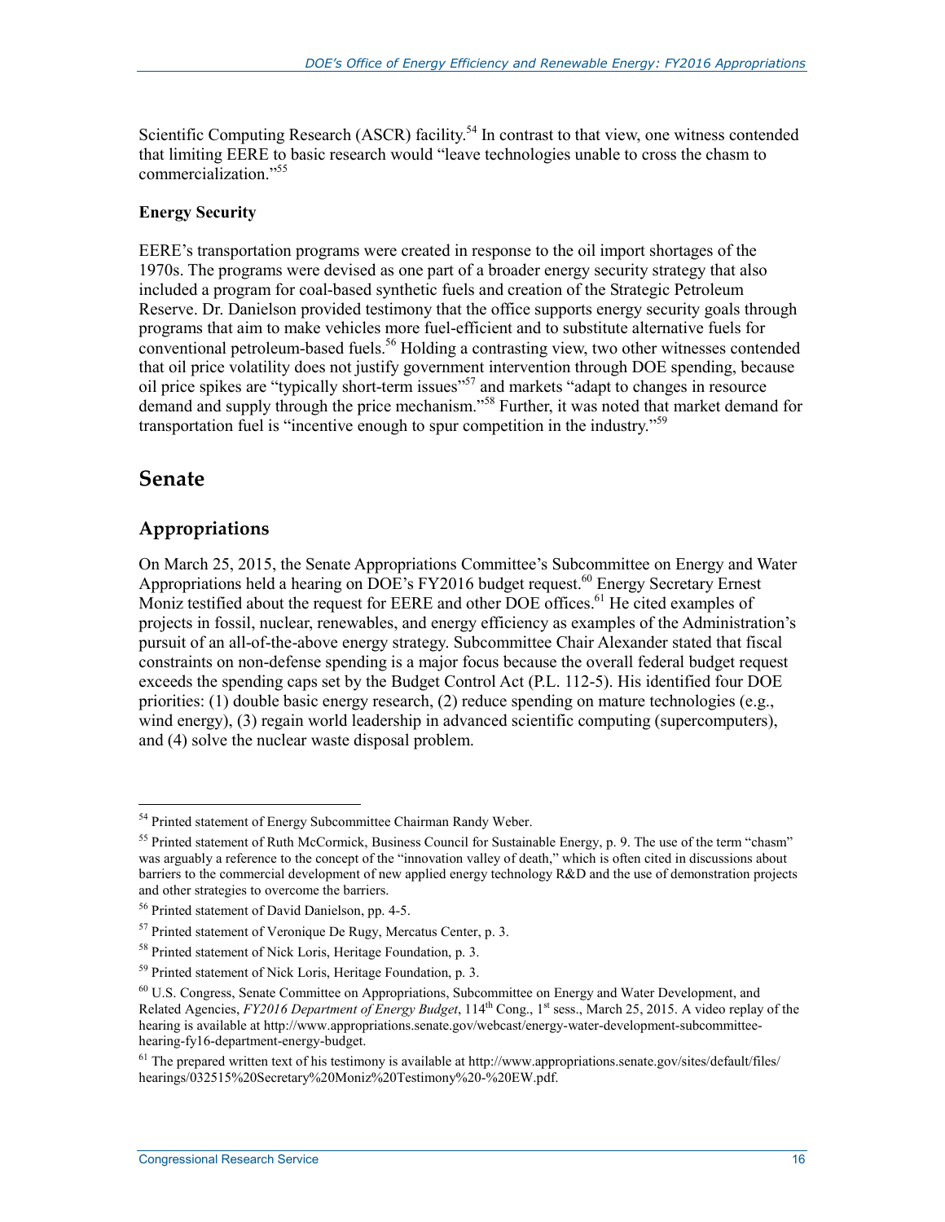Scientific Computing Research (ASCR) facility.[54] In contrast to that view, one witness contended that limiting EERE to basic research would "leave technologies unable to cross the chasm to commercialization."[55]

### Energy Security

EERE's transportation programs were created in response to the oil import shortages of the 1970s. The programs were devised as one part of a broader energy security strategy that also included a program for coal-based synthetic fuels and creation of the Strategic Petroleum Reserve. Dr. Danielson provided testimony that the office supports energy security goals through programs that aim to make vehicles more fuel-efficient and to substitute alternative fuels for conventional petroleum-based fuels.[56] Holding a contrasting view, two other witnesses contended that oil price volatility does not justify government intervention through DOE spending, because oil price spikes are "typically short-term issues"[57] and markets "adapt to changes in resource demand and supply through the price mechanism."[58] Further, it was noted that market demand for transportation fuel is "incentive enough to spur competition in the industry."[59]

# Senate

## Appropriations

On March 25, 2015, the Senate Appropriations Committee's Subcommittee on Energy and Water Appropriations held a hearing on DOE's FY2016 budget request.[60] Energy Secretary Ernest Moniz testified about the request for EERE and other DOE offices.[61] He cited examples of projects in fossil, nuclear, renewables, and energy efficiency as examples of the Administration's pursuit of an all-of-the-above energy strategy. Subcommittee Chair Alexander stated that fiscal constraints on non-defense spending is a major focus because the overall federal budget request exceeds the spending caps set by the Budget Control Act (P.L. 112-5). His identified four DOE priorities: (1) double basic energy research, (2) reduce spending on mature technologies (e.g., wind energy), (3) regain world leadership in advanced scientific computing (supercomputers), and (4) solve the nuclear waste disposal problem.

---

[54] Printed statement of Energy Subcommittee Chairman Randy Weber.

[55] Printed statement of Ruth McCormick, Business Council for Sustainable Energy, p. 9. The use of the term "chasm" was arguably a reference to the concept of the "innovation valley of death," which is often cited in discussions about barriers to the commercial development of new applied energy technology R&D and the use of demonstration projects and other strategies to overcome the barriers.

[56] Printed statement of David Danielson, pp. 4-5.

[57] Printed statement of Veronique De Rugy, Mercatus Center, p. 3.

[58] Printed statement of Nick Loris, Heritage Foundation, p. 3.

[59] Printed statement of Nick Loris, Heritage Foundation, p. 3.

[60] U.S. Congress, Senate Committee on Appropriations, Subcommittee on Energy and Water Development, and Related Agencies, *FY2016 Department of Energy Budget*, 114th Cong., 1st sess., March 25, 2015. A video replay of the hearing is available at http://www.appropriations.senate.gov/webcast/energy-water-development-subcommittee-hearing-fy16-department-energy-budget.

[61] The prepared written text of his testimony is available at http://www.appropriations.senate.gov/sites/default/files/hearings/032515%20Secretary%20Moniz%20Testimony%20-%20EW.pdf.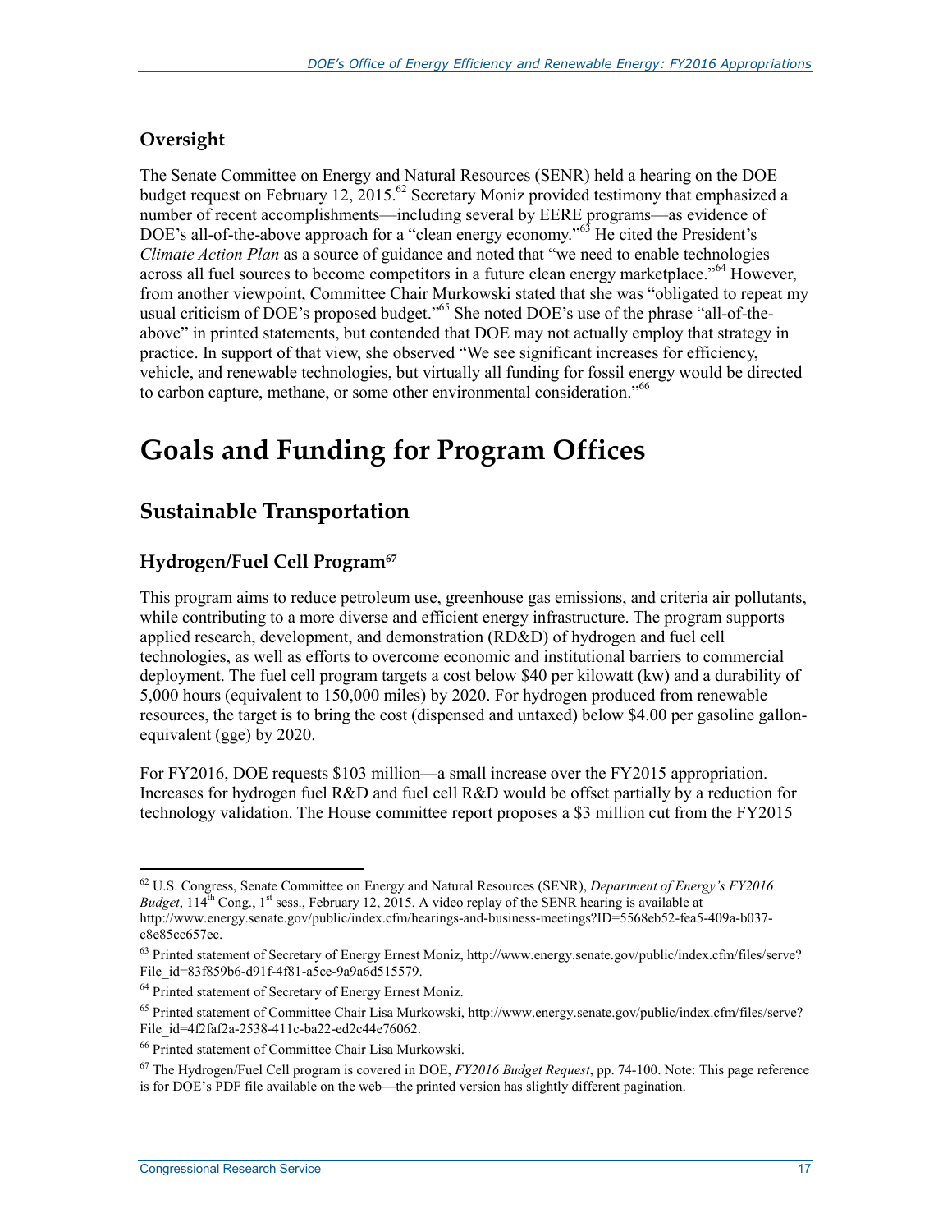### Oversight

The Senate Committee on Energy and Natural Resources (SENR) held a hearing on the DOE budget request on February 12, 2015.[62] Secretary Moniz provided testimony that emphasized a number of recent accomplishments—including several by EERE programs—as evidence of DOE's all-of-the-above approach for a "clean energy economy."[63] He cited the President's *Climate Action Plan* as a source of guidance and noted that "we need to enable technologies across all fuel sources to become competitors in a future clean energy marketplace."[64] However, from another viewpoint, Committee Chair Murkowski stated that she was "obligated to repeat my usual criticism of DOE's proposed budget."[65] She noted DOE's use of the phrase "all-of-the-above" in printed statements, but contended that DOE may not actually employ that strategy in practice. In support of that view, she observed "We see significant increases for efficiency, vehicle, and renewable technologies, but virtually all funding for fossil energy would be directed to carbon capture, methane, or some other environmental consideration."[66]

# Goals and Funding for Program Offices

## Sustainable Transportation

### Hydrogen/Fuel Cell Program[67]

This program aims to reduce petroleum use, greenhouse gas emissions, and criteria air pollutants, while contributing to a more diverse and efficient energy infrastructure. The program supports applied research, development, and demonstration (RD&D) of hydrogen and fuel cell technologies, as well as efforts to overcome economic and institutional barriers to commercial deployment. The fuel cell program targets a cost below $40 per kilowatt (kw) and a durability of 5,000 hours (equivalent to 150,000 miles) by 2020. For hydrogen produced from renewable resources, the target is to bring the cost (dispensed and untaxed) below $4.00 per gasoline gallon-equivalent (gge) by 2020.

For FY2016, DOE requests $103 million—a small increase over the FY2015 appropriation. Increases for hydrogen fuel R&D and fuel cell R&D would be offset partially by a reduction for technology validation. The House committee report proposes a $3 million cut from the FY2015

---

[62] U.S. Congress, Senate Committee on Energy and Natural Resources (SENR), *Department of Energy's FY2016 Budget*, 114th Cong., 1st sess., February 12, 2015. A video replay of the SENR hearing is available at http://www.energy.senate.gov/public/index.cfm/hearings-and-business-meetings?ID=5568eb52-fea5-409a-b037-c8e85cc657ec.

[63] Printed statement of Secretary of Energy Ernest Moniz, http://www.energy.senate.gov/public/index.cfm/files/serve?File_id=83f859b6-d91f-4f81-a5ce-9a9a6d515579.

[64] Printed statement of Secretary of Energy Ernest Moniz.

[65] Printed statement of Committee Chair Lisa Murkowski, http://www.energy.senate.gov/public/index.cfm/files/serve?File_id=4f2faf2a-2538-411c-ba22-ed2c44e76062.

[66] Printed statement of Committee Chair Lisa Murkowski.

[67] The Hydrogen/Fuel Cell program is covered in DOE, *FY2016 Budget Request*, pp. 74-100. Note: This page reference is for DOE's PDF file available on the web—the printed version has slightly different pagination.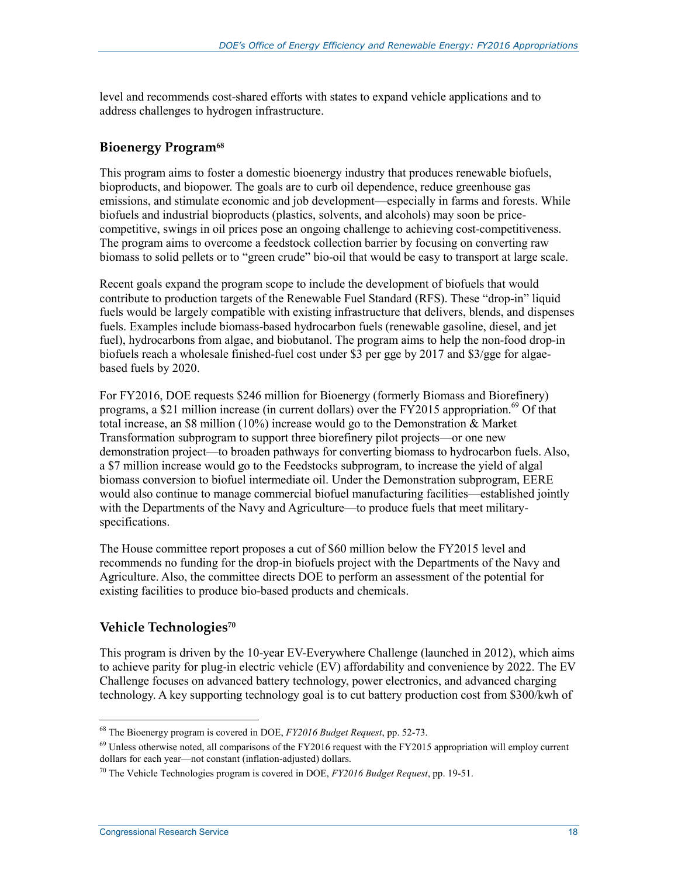level and recommends cost-shared efforts with states to expand vehicle applications and to address challenges to hydrogen infrastructure.

## Bioenergy Program[68]

This program aims to foster a domestic bioenergy industry that produces renewable biofuels, bioproducts, and biopower. The goals are to curb oil dependence, reduce greenhouse gas emissions, and stimulate economic and job development—especially in farms and forests. While biofuels and industrial bioproducts (plastics, solvents, and alcohols) may soon be price-competitive, swings in oil prices pose an ongoing challenge to achieving cost-competitiveness. The program aims to overcome a feedstock collection barrier by focusing on converting raw biomass to solid pellets or to "green crude" bio-oil that would be easy to transport at large scale.

Recent goals expand the program scope to include the development of biofuels that would contribute to production targets of the Renewable Fuel Standard (RFS). These "drop-in" liquid fuels would be largely compatible with existing infrastructure that delivers, blends, and dispenses fuels. Examples include biomass-based hydrocarbon fuels (renewable gasoline, diesel, and jet fuel), hydrocarbons from algae, and biobutanol. The program aims to help the non-food drop-in biofuels reach a wholesale finished-fuel cost under $3 per gge by 2017 and $3/gge for algae-based fuels by 2020.

For FY2016, DOE requests $246 million for Bioenergy (formerly Biomass and Biorefinery) programs, a $21 million increase (in current dollars) over the FY2015 appropriation.[69] Of that total increase, an $8 million (10%) increase would go to the Demonstration & Market Transformation subprogram to support three biorefinery pilot projects—or one new demonstration project—to broaden pathways for converting biomass to hydrocarbon fuels. Also, a $7 million increase would go to the Feedstocks subprogram, to increase the yield of algal biomass conversion to biofuel intermediate oil. Under the Demonstration subprogram, EERE would also continue to manage commercial biofuel manufacturing facilities—established jointly with the Departments of the Navy and Agriculture—to produce fuels that meet military-specifications.

The House committee report proposes a cut of $60 million below the FY2015 level and recommends no funding for the drop-in biofuels project with the Departments of the Navy and Agriculture. Also, the committee directs DOE to perform an assessment of the potential for existing facilities to produce bio-based products and chemicals.

## Vehicle Technologies[70]

This program is driven by the 10-year EV-Everywhere Challenge (launched in 2012), which aims to achieve parity for plug-in electric vehicle (EV) affordability and convenience by 2022. The EV Challenge focuses on advanced battery technology, power electronics, and advanced charging technology. A key supporting technology goal is to cut battery production cost from $300/kwh of

---

[68] The Bioenergy program is covered in DOE, *FY2016 Budget Request*, pp. 52-73.

[69] Unless otherwise noted, all comparisons of the FY2016 request with the FY2015 appropriation will employ current dollars for each year—not constant (inflation-adjusted) dollars.

[70] The Vehicle Technologies program is covered in DOE, *FY2016 Budget Request*, pp. 19-51.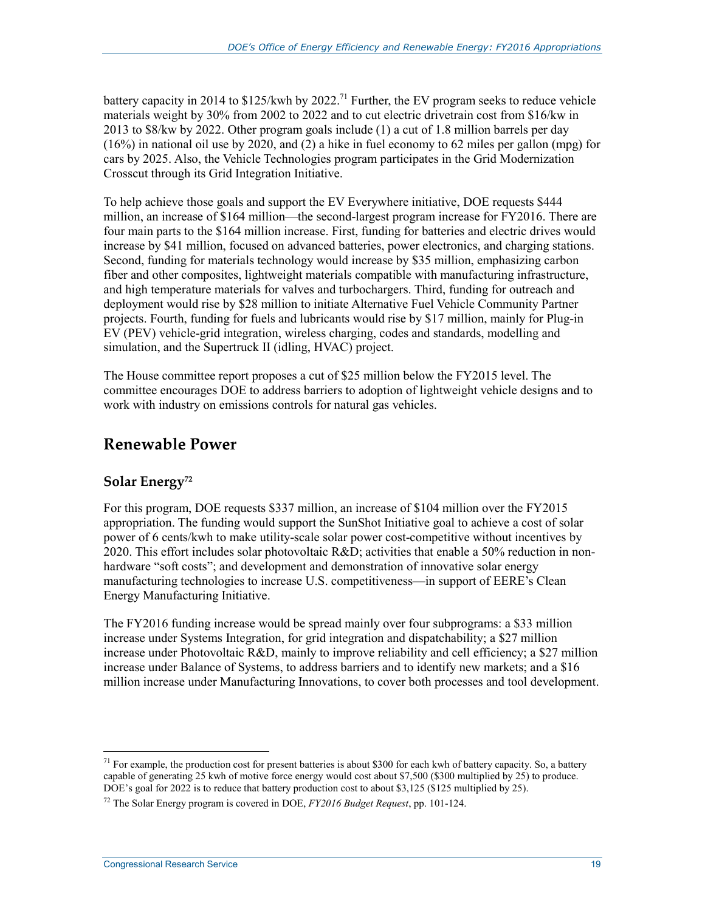battery capacity in 2014 to $125/kwh by 2022.[71] Further, the EV program seeks to reduce vehicle materials weight by 30% from 2002 to 2022 and to cut electric drivetrain cost from $16/kw in 2013 to $8/kw by 2022. Other program goals include (1) a cut of 1.8 million barrels per day (16%) in national oil use by 2020, and (2) a hike in fuel economy to 62 miles per gallon (mpg) for cars by 2025. Also, the Vehicle Technologies program participates in the Grid Modernization Crosscut through its Grid Integration Initiative.

To help achieve those goals and support the EV Everywhere initiative, DOE requests $444 million, an increase of $164 million—the second-largest program increase for FY2016. There are four main parts to the $164 million increase. First, funding for batteries and electric drives would increase by $41 million, focused on advanced batteries, power electronics, and charging stations. Second, funding for materials technology would increase by $35 million, emphasizing carbon fiber and other composites, lightweight materials compatible with manufacturing infrastructure, and high temperature materials for valves and turbochargers. Third, funding for outreach and deployment would rise by $28 million to initiate Alternative Fuel Vehicle Community Partner projects. Fourth, funding for fuels and lubricants would rise by $17 million, mainly for Plug-in EV (PEV) vehicle-grid integration, wireless charging, codes and standards, modelling and simulation, and the Supertruck II (idling, HVAC) project.

The House committee report proposes a cut of $25 million below the FY2015 level. The committee encourages DOE to address barriers to adoption of lightweight vehicle designs and to work with industry on emissions controls for natural gas vehicles.

## Renewable Power

### Solar Energy[72]

For this program, DOE requests $337 million, an increase of $104 million over the FY2015 appropriation. The funding would support the SunShot Initiative goal to achieve a cost of solar power of 6 cents/kwh to make utility-scale solar power cost-competitive without incentives by 2020. This effort includes solar photovoltaic R&D; activities that enable a 50% reduction in non-hardware "soft costs"; and development and demonstration of innovative solar energy manufacturing technologies to increase U.S. competitiveness—in support of EERE's Clean Energy Manufacturing Initiative.

The FY2016 funding increase would be spread mainly over four subprograms: a $33 million increase under Systems Integration, for grid integration and dispatchability; a $27 million increase under Photovoltaic R&D, mainly to improve reliability and cell efficiency; a $27 million increase under Balance of Systems, to address barriers and to identify new markets; and a $16 million increase under Manufacturing Innovations, to cover both processes and tool development.

---

[71] For example, the production cost for present batteries is about $300 for each kwh of battery capacity. So, a battery capable of generating 25 kwh of motive force energy would cost about $7,500 ($300 multiplied by 25) to produce. DOE's goal for 2022 is to reduce that battery production cost to about $3,125 ($125 multiplied by 25).

[72] The Solar Energy program is covered in DOE, *FY2016 Budget Request*, pp. 101-124.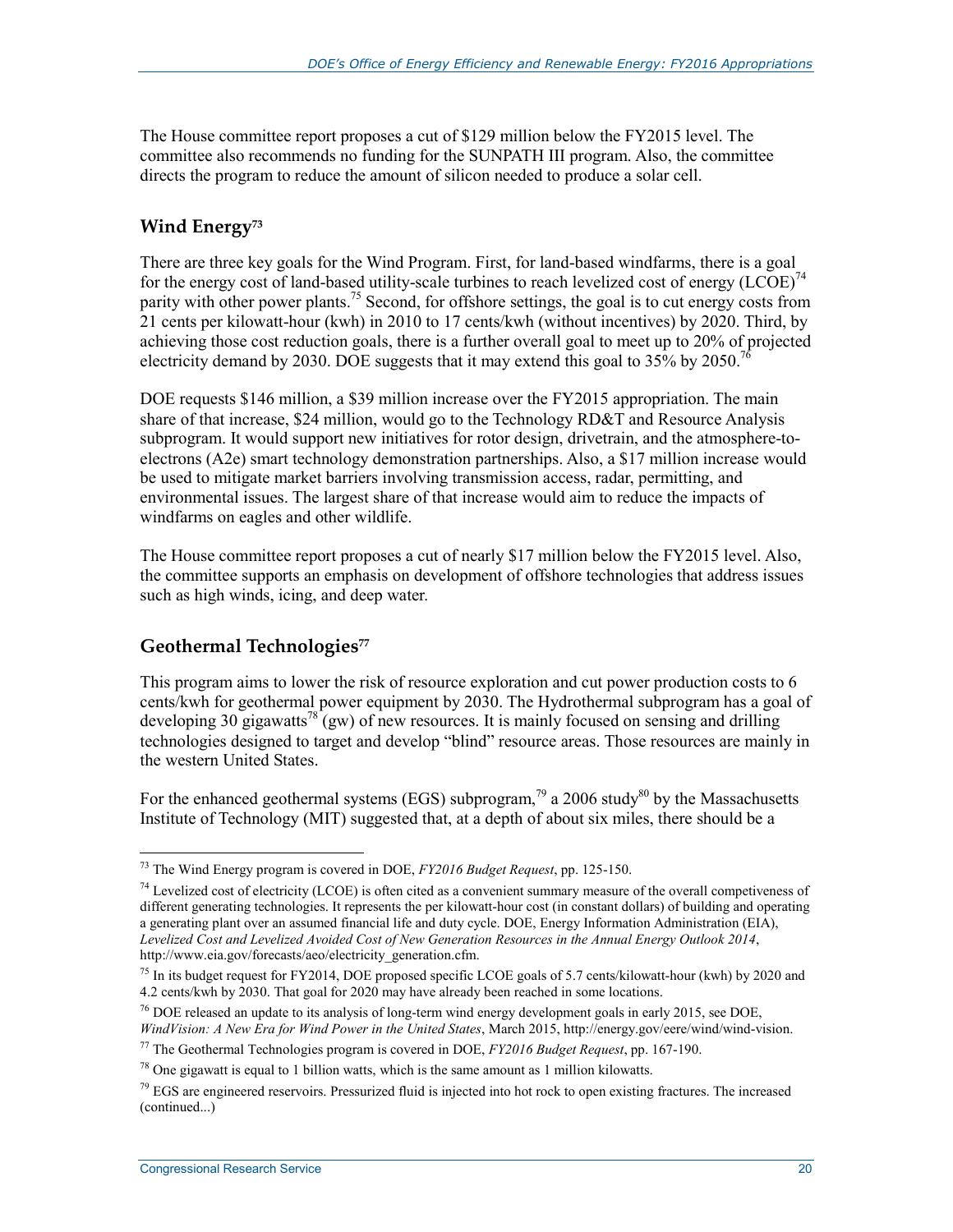The House committee report proposes a cut of $129 million below the FY2015 level. The committee also recommends no funding for the SUNPATH III program. Also, the committee directs the program to reduce the amount of silicon needed to produce a solar cell.

## Wind Energy[73]

There are three key goals for the Wind Program. First, for land-based windfarms, there is a goal for the energy cost of land-based utility-scale turbines to reach levelized cost of energy (LCOE)[74] parity with other power plants.[75] Second, for offshore settings, the goal is to cut energy costs from 21 cents per kilowatt-hour (kwh) in 2010 to 17 cents/kwh (without incentives) by 2020. Third, by achieving those cost reduction goals, there is a further overall goal to meet up to 20% of projected electricity demand by 2030. DOE suggests that it may extend this goal to 35% by 2050.[76]

DOE requests $146 million, a $39 million increase over the FY2015 appropriation. The main share of that increase, $24 million, would go to the Technology RD&T and Resource Analysis subprogram. It would support new initiatives for rotor design, drivetrain, and the atmosphere-to-electrons (A2e) smart technology demonstration partnerships. Also, a $17 million increase would be used to mitigate market barriers involving transmission access, radar, permitting, and environmental issues. The largest share of that increase would aim to reduce the impacts of windfarms on eagles and other wildlife.

The House committee report proposes a cut of nearly $17 million below the FY2015 level. Also, the committee supports an emphasis on development of offshore technologies that address issues such as high winds, icing, and deep water.

## Geothermal Technologies[77]

This program aims to lower the risk of resource exploration and cut power production costs to 6 cents/kwh for geothermal power equipment by 2030. The Hydrothermal subprogram has a goal of developing 30 gigawatts[78] (gw) of new resources. It is mainly focused on sensing and drilling technologies designed to target and develop "blind" resource areas. Those resources are mainly in the western United States.

For the enhanced geothermal systems (EGS) subprogram,[79] a 2006 study[80] by the Massachusetts Institute of Technology (MIT) suggested that, at a depth of about six miles, there should be a

---

[73] The Wind Energy program is covered in DOE, *FY2016 Budget Request*, pp. 125-150.

[74] Levelized cost of electricity (LCOE) is often cited as a convenient summary measure of the overall competiveness of different generating technologies. It represents the per kilowatt-hour cost (in constant dollars) of building and operating a generating plant over an assumed financial life and duty cycle. DOE, Energy Information Administration (EIA), *Levelized Cost and Levelized Avoided Cost of New Generation Resources in the Annual Energy Outlook 2014*, http://www.eia.gov/forecasts/aeo/electricity_generation.cfm.

[75] In its budget request for FY2014, DOE proposed specific LCOE goals of 5.7 cents/kilowatt-hour (kwh) by 2020 and 4.2 cents/kwh by 2030. That goal for 2020 may have already been reached in some locations.

[76] DOE released an update to its analysis of long-term wind energy development goals in early 2015, see DOE, *WindVision: A New Era for Wind Power in the United States*, March 2015, http://energy.gov/eere/wind/wind-vision.

[77] The Geothermal Technologies program is covered in DOE, *FY2016 Budget Request*, pp. 167-190.

[78] One gigawatt is equal to 1 billion watts, which is the same amount as 1 million kilowatts.

[79] EGS are engineered reservoirs. Pressurized fluid is injected into hot rock to open existing fractures. The increased (continued...)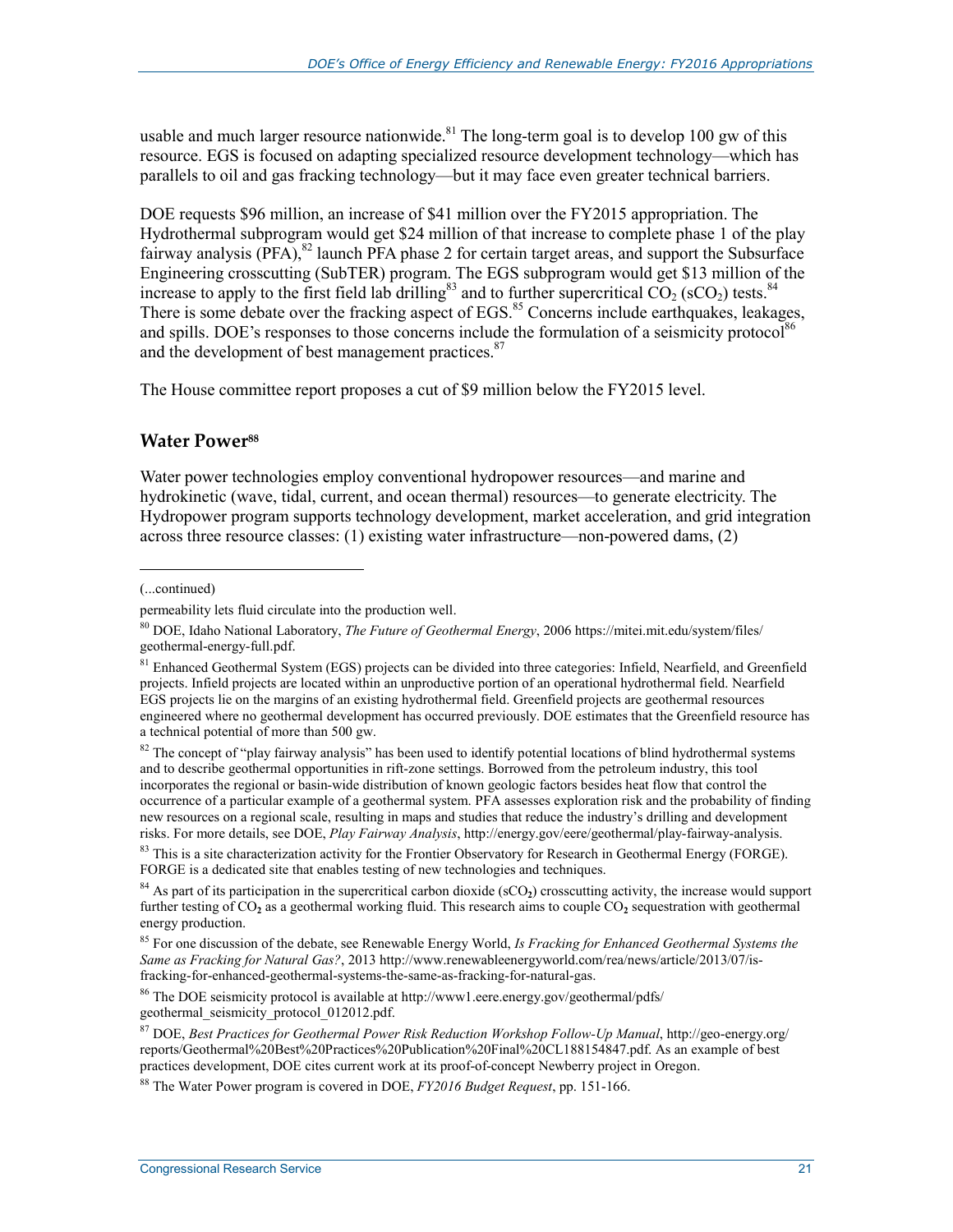usable and much larger resource nationwide.[81] The long-term goal is to develop 100 gw of this resource. EGS is focused on adapting specialized resource development technology—which has parallels to oil and gas fracking technology—but it may face even greater technical barriers.

DOE requests $96 million, an increase of $41 million over the FY2015 appropriation. The Hydrothermal subprogram would get $24 million of that increase to complete phase 1 of the play fairway analysis (PFA),[82] launch PFA phase 2 for certain target areas, and support the Subsurface Engineering crosscutting (SubTER) program. The EGS subprogram would get $13 million of the increase to apply to the first field lab drilling[83] and to further supercritical $CO_2$ ($sCO_2$) tests.[84] There is some debate over the fracking aspect of EGS.[85] Concerns include earthquakes, leakages, and spills. DOE's responses to those concerns include the formulation of a seismicity protocol[86] and the development of best management practices.[87]

The House committee report proposes a cut of $9 million below the FY2015 level.

## Water Power[88]

Water power technologies employ conventional hydropower resources—and marine and hydrokinetic (wave, tidal, current, and ocean thermal) resources—to generate electricity. The Hydropower program supports technology development, market acceleration, and grid integration across three resource classes: (1) existing water infrastructure—non-powered dams, (2)

---

(...continued)

permeability lets fluid circulate into the production well.

[80] DOE, Idaho National Laboratory, *The Future of Geothermal Energy*, 2006 https://mitei.mit.edu/system/files/geothermal-energy-full.pdf.

[81] Enhanced Geothermal System (EGS) projects can be divided into three categories: Infield, Nearfield, and Greenfield projects. Infield projects are located within an unproductive portion of an operational hydrothermal field. Nearfield EGS projects lie on the margins of an existing hydrothermal field. Greenfield projects are geothermal resources engineered where no geothermal development has occurred previously. DOE estimates that the Greenfield resource has a technical potential of more than 500 gw.

[82] The concept of "play fairway analysis" has been used to identify potential locations of blind hydrothermal systems and to describe geothermal opportunities in rift-zone settings. Borrowed from the petroleum industry, this tool incorporates the regional or basin-wide distribution of known geologic factors besides heat flow that control the occurrence of a particular example of a geothermal system. PFA assesses exploration risk and the probability of finding new resources on a regional scale, resulting in maps and studies that reduce the industry's drilling and development risks. For more details, see DOE, *Play Fairway Analysis*, http://energy.gov/eere/geothermal/play-fairway-analysis.

[83] This is a site characterization activity for the Frontier Observatory for Research in Geothermal Energy (FORGE). FORGE is a dedicated site that enables testing of new technologies and techniques.

[84] As part of its participation in the supercritical carbon dioxide ($sCO_2$) crosscutting activity, the increase would support further testing of $CO_2$ as a geothermal working fluid. This research aims to couple $CO_2$ sequestration with geothermal energy production.

[85] For one discussion of the debate, see Renewable Energy World, *Is Fracking for Enhanced Geothermal Systems the Same as Fracking for Natural Gas?*, 2013 http://www.renewableenergyworld.com/rea/news/article/2013/07/is-fracking-for-enhanced-geothermal-systems-the-same-as-fracking-for-natural-gas.

[86] The DOE seismicity protocol is available at http://www1.eere.energy.gov/geothermal/pdfs/geothermal_seismicity_protocol_012012.pdf.

[87] DOE, *Best Practices for Geothermal Power Risk Reduction Workshop Follow-Up Manual*, http://geo-energy.org/reports/Geothermal%20Best%20Practices%20Publication%20Final%20CL188154847.pdf. As an example of best practices development, DOE cites current work at its proof-of-concept Newberry project in Oregon.

[88] The Water Power program is covered in DOE, *FY2016 Budget Request*, pp. 151-166.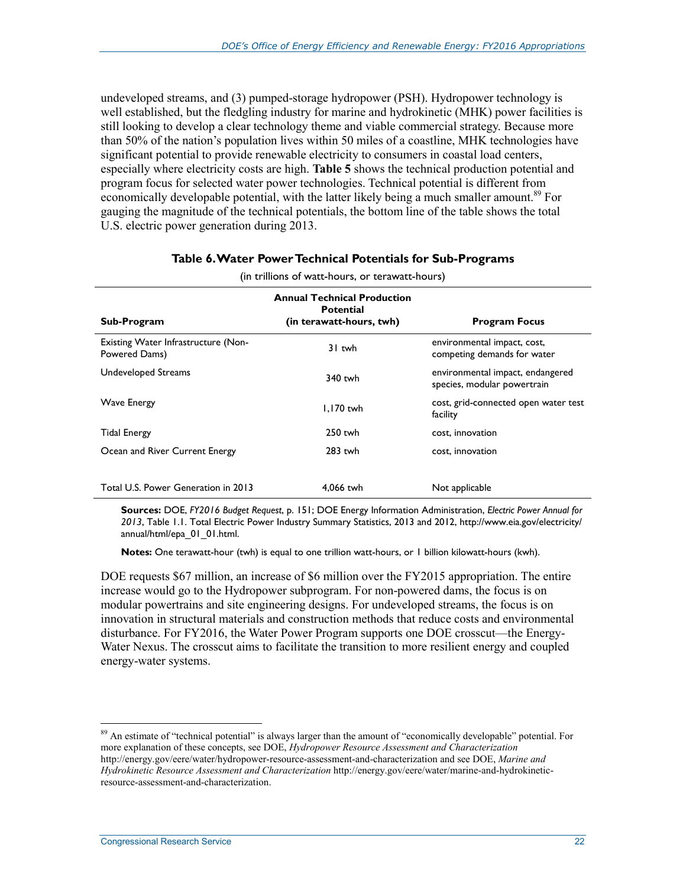undeveloped streams, and (3) pumped-storage hydropower (PSH). Hydropower technology is well established, but the fledgling industry for marine and hydrokinetic (MHK) power facilities is still looking to develop a clear technology theme and viable commercial strategy. Because more than 50% of the nation's population lives within 50 miles of a coastline, MHK technologies have significant potential to provide renewable electricity to consumers in coastal load centers, especially where electricity costs are high. **Table 5** shows the technical production potential and program focus for selected water power technologies. Technical potential is different from economically developable potential, with the latter likely being a much smaller amount.[89] For gauging the magnitude of the technical potentials, the bottom line of the table shows the total U.S. electric power generation during 2013.

**Table 6. Water Power Technical Potentials for Sub-Programs**

(in trillions of watt-hours, or terawatt-hours)

| Sub-Program | Annual Technical Production Potential (in terawatt-hours, twh) | Program Focus |
|---|---|---|
| Existing Water Infrastructure (Non-Powered Dams) | 31 twh | environmental impact, cost, competing demands for water |
| Undeveloped Streams | 340 twh | environmental impact, endangered species, modular powertrain |
| Wave Energy | 1,170 twh | cost, grid-connected open water test facility |
| Tidal Energy | 250 twh | cost, innovation |
| Ocean and River Current Energy | 283 twh | cost, innovation |
| Total U.S. Power Generation in 2013 | 4,066 twh | Not applicable |

**Sources:** DOE, *FY2016 Budget Request*, p. 151; DOE Energy Information Administration, *Electric Power Annual for 2013*, Table 1.1. Total Electric Power Industry Summary Statistics, 2013 and 2012, http://www.eia.gov/electricity/annual/html/epa_01_01.html.

**Notes:** One terawatt-hour (twh) is equal to one trillion watt-hours, or 1 billion kilowatt-hours (kwh).

DOE requests $67 million, an increase of $6 million over the FY2015 appropriation. The entire increase would go to the Hydropower subprogram. For non-powered dams, the focus is on modular powertrains and site engineering designs. For undeveloped streams, the focus is on innovation in structural materials and construction methods that reduce costs and environmental disturbance. For FY2016, the Water Power Program supports one DOE crosscut—the Energy-Water Nexus. The crosscut aims to facilitate the transition to more resilient energy and coupled energy-water systems.

[89] An estimate of "technical potential" is always larger than the amount of "economically developable" potential. For more explanation of these concepts, see DOE, *Hydropower Resource Assessment and Characterization* http://energy.gov/eere/water/hydropower-resource-assessment-and-characterization and see DOE, *Marine and Hydrokinetic Resource Assessment and Characterization* http://energy.gov/eere/water/marine-and-hydrokinetic-resource-assessment-and-characterization.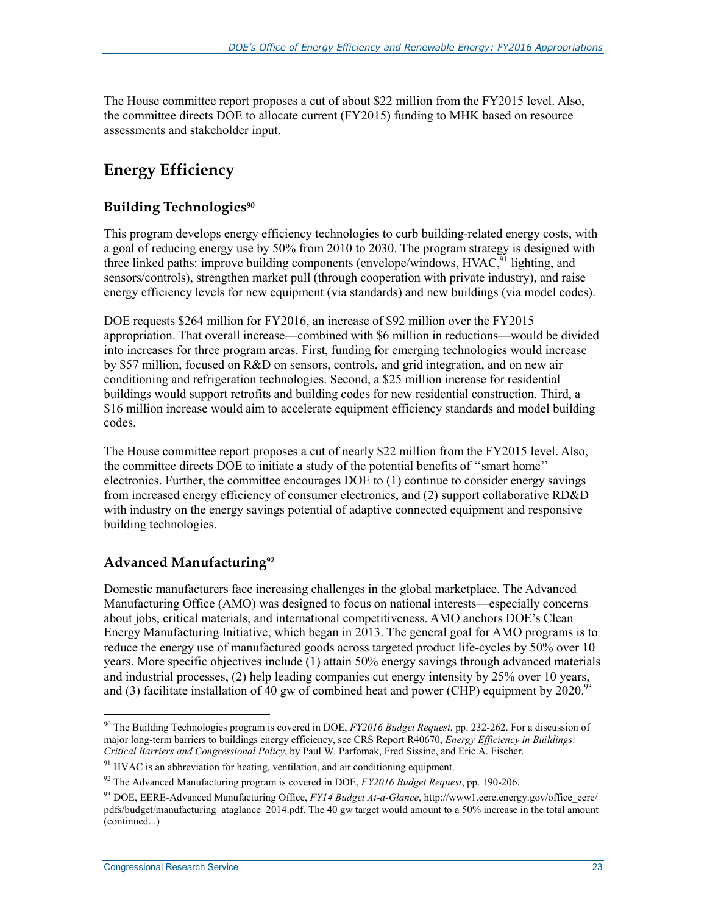The House committee report proposes a cut of about $22 million from the FY2015 level. Also, the committee directs DOE to allocate current (FY2015) funding to MHK based on resource assessments and stakeholder input.

## Energy Efficiency

### Building Technologies[90]

This program develops energy efficiency technologies to curb building-related energy costs, with a goal of reducing energy use by 50% from 2010 to 2030. The program strategy is designed with three linked paths: improve building components (envelope/windows, HVAC,[91] lighting, and sensors/controls), strengthen market pull (through cooperation with private industry), and raise energy efficiency levels for new equipment (via standards) and new buildings (via model codes).

DOE requests $264 million for FY2016, an increase of $92 million over the FY2015 appropriation. That overall increase—combined with $6 million in reductions—would be divided into increases for three program areas. First, funding for emerging technologies would increase by $57 million, focused on R&D on sensors, controls, and grid integration, and on new air conditioning and refrigeration technologies. Second, a $25 million increase for residential buildings would support retrofits and building codes for new residential construction. Third, a $16 million increase would aim to accelerate equipment efficiency standards and model building codes.

The House committee report proposes a cut of nearly $22 million from the FY2015 level. Also, the committee directs DOE to initiate a study of the potential benefits of "smart home" electronics. Further, the committee encourages DOE to (1) continue to consider energy savings from increased energy efficiency of consumer electronics, and (2) support collaborative RD&D with industry on the energy savings potential of adaptive connected equipment and responsive building technologies.

### Advanced Manufacturing[92]

Domestic manufacturers face increasing challenges in the global marketplace. The Advanced Manufacturing Office (AMO) was designed to focus on national interests—especially concerns about jobs, critical materials, and international competitiveness. AMO anchors DOE's Clean Energy Manufacturing Initiative, which began in 2013. The general goal for AMO programs is to reduce the energy use of manufactured goods across targeted product life-cycles by 50% over 10 years. More specific objectives include (1) attain 50% energy savings through advanced materials and industrial processes, (2) help leading companies cut energy intensity by 25% over 10 years, and (3) facilitate installation of 40 gw of combined heat and power (CHP) equipment by 2020.[93]

---

[90] The Building Technologies program is covered in DOE, *FY2016 Budget Request*, pp. 232-262. For a discussion of major long-term barriers to buildings energy efficiency, see CRS Report R40670, *Energy Efficiency in Buildings: Critical Barriers and Congressional Policy*, by Paul W. Parfomak, Fred Sissine, and Eric A. Fischer.

[91] HVAC is an abbreviation for heating, ventilation, and air conditioning equipment.

[92] The Advanced Manufacturing program is covered in DOE, *FY2016 Budget Request*, pp. 190-206.

[93] DOE, EERE-Advanced Manufacturing Office, *FY14 Budget At-a-Glance*, http://www1.eere.energy.gov/office_eere/pdfs/budget/manufacturing_ataglance_2014.pdf. The 40 gw target would amount to a 50% increase in the total amount (continued...)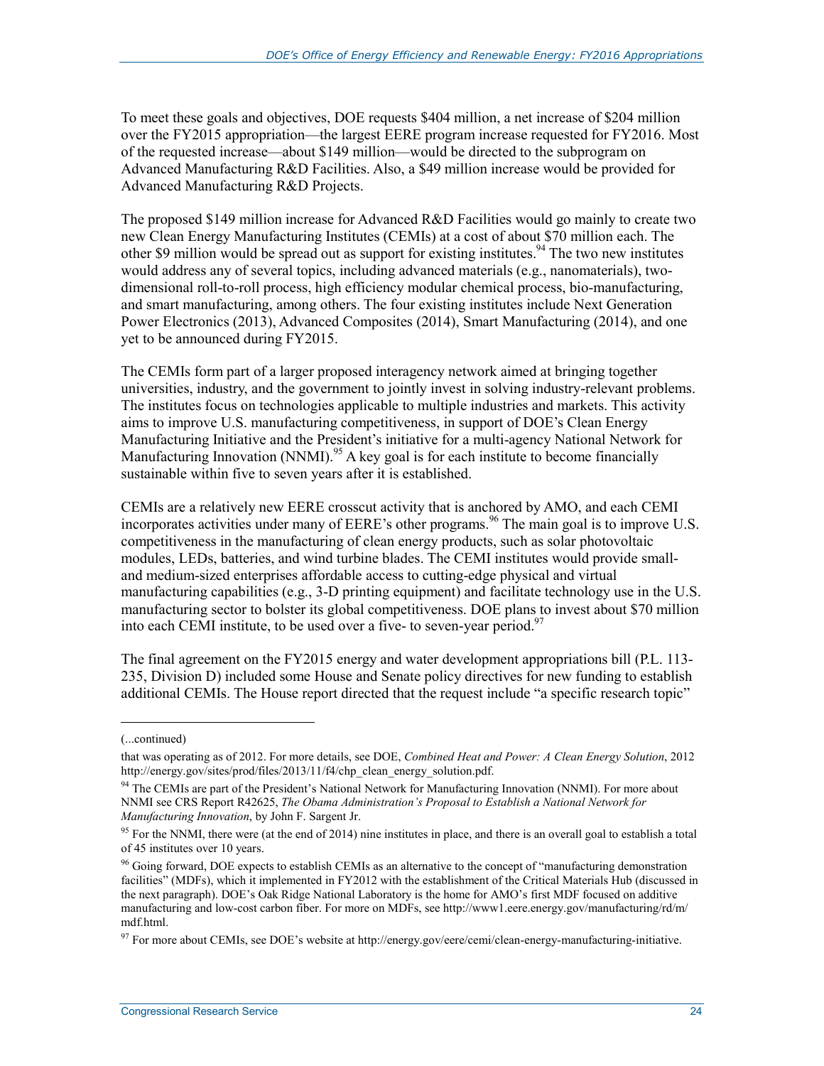To meet these goals and objectives, DOE requests $404 million, a net increase of $204 million over the FY2015 appropriation—the largest EERE program increase requested for FY2016. Most of the requested increase—about $149 million—would be directed to the subprogram on Advanced Manufacturing R&D Facilities. Also, a $49 million increase would be provided for Advanced Manufacturing R&D Projects.

The proposed $149 million increase for Advanced R&D Facilities would go mainly to create two new Clean Energy Manufacturing Institutes (CEMIs) at a cost of about $70 million each. The other $9 million would be spread out as support for existing institutes.[94] The two new institutes would address any of several topics, including advanced materials (e.g., nanomaterials), two-dimensional roll-to-roll process, high efficiency modular chemical process, bio-manufacturing, and smart manufacturing, among others. The four existing institutes include Next Generation Power Electronics (2013), Advanced Composites (2014), Smart Manufacturing (2014), and one yet to be announced during FY2015.

The CEMIs form part of a larger proposed interagency network aimed at bringing together universities, industry, and the government to jointly invest in solving industry-relevant problems. The institutes focus on technologies applicable to multiple industries and markets. This activity aims to improve U.S. manufacturing competitiveness, in support of DOE's Clean Energy Manufacturing Initiative and the President's initiative for a multi-agency National Network for Manufacturing Innovation (NNMI).[95] A key goal is for each institute to become financially sustainable within five to seven years after it is established.

CEMIs are a relatively new EERE crosscut activity that is anchored by AMO, and each CEMI incorporates activities under many of EERE's other programs.[96] The main goal is to improve U.S. competitiveness in the manufacturing of clean energy products, such as solar photovoltaic modules, LEDs, batteries, and wind turbine blades. The CEMI institutes would provide small- and medium-sized enterprises affordable access to cutting-edge physical and virtual manufacturing capabilities (e.g., 3-D printing equipment) and facilitate technology use in the U.S. manufacturing sector to bolster its global competitiveness. DOE plans to invest about $70 million into each CEMI institute, to be used over a five- to seven-year period.[97]

The final agreement on the FY2015 energy and water development appropriations bill (P.L. 113-235, Division D) included some House and Senate policy directives for new funding to establish additional CEMIs. The House report directed that the request include "a specific research topic"

---

(...continued)

that was operating as of 2012. For more details, see DOE, *Combined Heat and Power: A Clean Energy Solution*, 2012 http://energy.gov/sites/prod/files/2013/11/f4/chp_clean_energy_solution.pdf.

[94] The CEMIs are part of the President's National Network for Manufacturing Innovation (NNMI). For more about NNMI see CRS Report R42625, *The Obama Administration's Proposal to Establish a National Network for Manufacturing Innovation*, by John F. Sargent Jr.

[95] For the NNMI, there were (at the end of 2014) nine institutes in place, and there is an overall goal to establish a total of 45 institutes over 10 years.

[96] Going forward, DOE expects to establish CEMIs as an alternative to the concept of "manufacturing demonstration facilities" (MDFs), which it implemented in FY2012 with the establishment of the Critical Materials Hub (discussed in the next paragraph). DOE's Oak Ridge National Laboratory is the home for AMO's first MDF focused on additive manufacturing and low-cost carbon fiber. For more on MDFs, see http://www1.eere.energy.gov/manufacturing/rd/m/mdf.html.

[97] For more about CEMIs, see DOE's website at http://energy.gov/eere/cemi/clean-energy-manufacturing-initiative.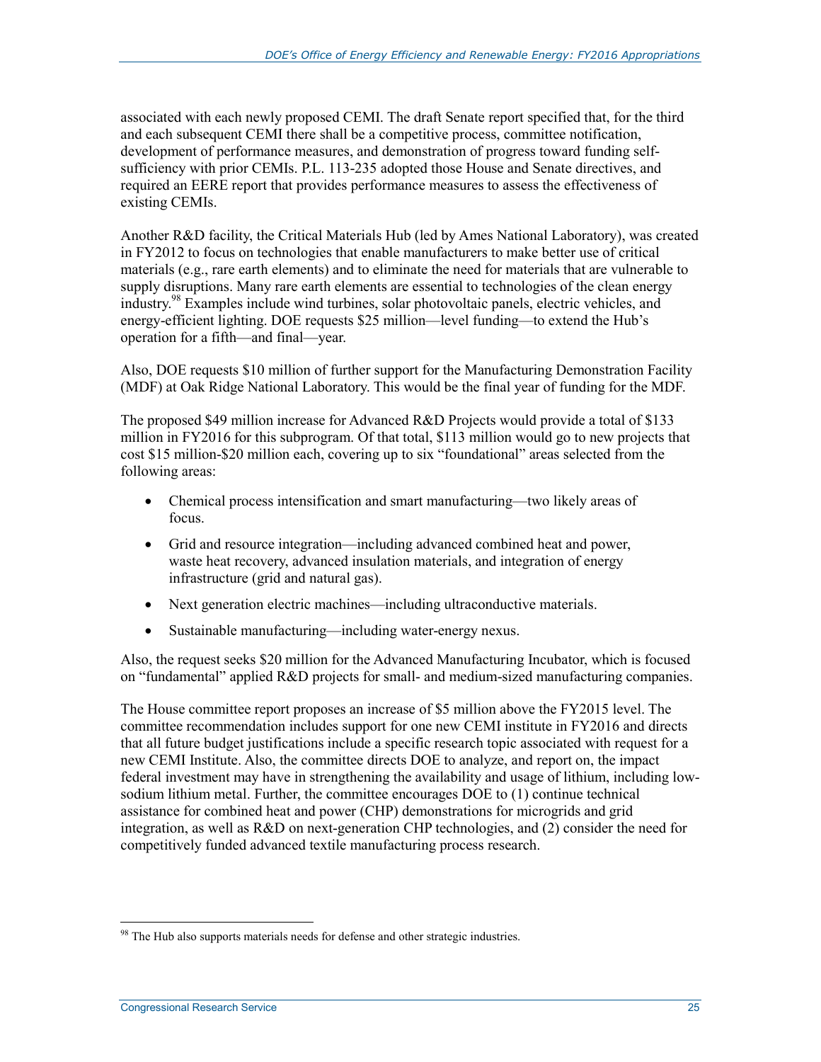associated with each newly proposed CEMI. The draft Senate report specified that, for the third and each subsequent CEMI there shall be a competitive process, committee notification, development of performance measures, and demonstration of progress toward funding self-sufficiency with prior CEMIs. P.L. 113-235 adopted those House and Senate directives, and required an EERE report that provides performance measures to assess the effectiveness of existing CEMIs.

Another R&D facility, the Critical Materials Hub (led by Ames National Laboratory), was created in FY2012 to focus on technologies that enable manufacturers to make better use of critical materials (e.g., rare earth elements) and to eliminate the need for materials that are vulnerable to supply disruptions. Many rare earth elements are essential to technologies of the clean energy industry.[98] Examples include wind turbines, solar photovoltaic panels, electric vehicles, and energy-efficient lighting. DOE requests $25 million—level funding—to extend the Hub's operation for a fifth—and final—year.

Also, DOE requests $10 million of further support for the Manufacturing Demonstration Facility (MDF) at Oak Ridge National Laboratory. This would be the final year of funding for the MDF.

The proposed $49 million increase for Advanced R&D Projects would provide a total of $133 million in FY2016 for this subprogram. Of that total, $113 million would go to new projects that cost $15 million-$20 million each, covering up to six "foundational" areas selected from the following areas:

- Chemical process intensification and smart manufacturing—two likely areas of focus.
- Grid and resource integration—including advanced combined heat and power, waste heat recovery, advanced insulation materials, and integration of energy infrastructure (grid and natural gas).
- Next generation electric machines—including ultraconductive materials.
- Sustainable manufacturing—including water-energy nexus.

Also, the request seeks $20 million for the Advanced Manufacturing Incubator, which is focused on "fundamental" applied R&D projects for small- and medium-sized manufacturing companies.

The House committee report proposes an increase of $5 million above the FY2015 level. The committee recommendation includes support for one new CEMI institute in FY2016 and directs that all future budget justifications include a specific research topic associated with request for a new CEMI Institute. Also, the committee directs DOE to analyze, and report on, the impact federal investment may have in strengthening the availability and usage of lithium, including low-sodium lithium metal. Further, the committee encourages DOE to (1) continue technical assistance for combined heat and power (CHP) demonstrations for microgrids and grid integration, as well as R&D on next-generation CHP technologies, and (2) consider the need for competitively funded advanced textile manufacturing process research.

[98] The Hub also supports materials needs for defense and other strategic industries.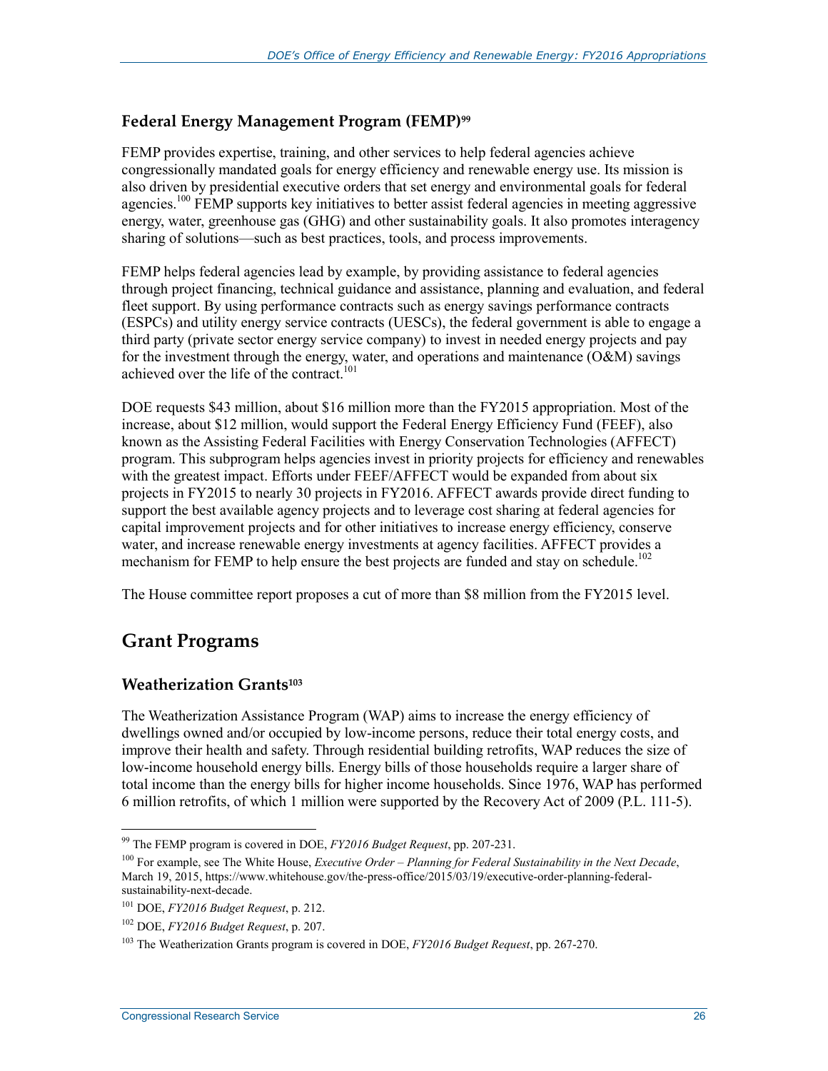### Federal Energy Management Program (FEMP)[99]

FEMP provides expertise, training, and other services to help federal agencies achieve congressionally mandated goals for energy efficiency and renewable energy use. Its mission is also driven by presidential executive orders that set energy and environmental goals for federal agencies.[100] FEMP supports key initiatives to better assist federal agencies in meeting aggressive energy, water, greenhouse gas (GHG) and other sustainability goals. It also promotes interagency sharing of solutions—such as best practices, tools, and process improvements.

FEMP helps federal agencies lead by example, by providing assistance to federal agencies through project financing, technical guidance and assistance, planning and evaluation, and federal fleet support. By using performance contracts such as energy savings performance contracts (ESPCs) and utility energy service contracts (UESCs), the federal government is able to engage a third party (private sector energy service company) to invest in needed energy projects and pay for the investment through the energy, water, and operations and maintenance (O&M) savings achieved over the life of the contract.[101]

DOE requests $43 million, about $16 million more than the FY2015 appropriation. Most of the increase, about $12 million, would support the Federal Energy Efficiency Fund (FEEF), also known as the Assisting Federal Facilities with Energy Conservation Technologies (AFFECT) program. This subprogram helps agencies invest in priority projects for efficiency and renewables with the greatest impact. Efforts under FEEF/AFFECT would be expanded from about six projects in FY2015 to nearly 30 projects in FY2016. AFFECT awards provide direct funding to support the best available agency projects and to leverage cost sharing at federal agencies for capital improvement projects and for other initiatives to increase energy efficiency, conserve water, and increase renewable energy investments at agency facilities. AFFECT provides a mechanism for FEMP to help ensure the best projects are funded and stay on schedule.[102]

The House committee report proposes a cut of more than $8 million from the FY2015 level.

## Grant Programs

### Weatherization Grants[103]

The Weatherization Assistance Program (WAP) aims to increase the energy efficiency of dwellings owned and/or occupied by low-income persons, reduce their total energy costs, and improve their health and safety. Through residential building retrofits, WAP reduces the size of low-income household energy bills. Energy bills of those households require a larger share of total income than the energy bills for higher income households. Since 1976, WAP has performed 6 million retrofits, of which 1 million were supported by the Recovery Act of 2009 (P.L. 111-5).

---

[99] The FEMP program is covered in DOE, *FY2016 Budget Request*, pp. 207-231.

[100] For example, see The White House, *Executive Order – Planning for Federal Sustainability in the Next Decade*, March 19, 2015, https://www.whitehouse.gov/the-press-office/2015/03/19/executive-order-planning-federal-sustainability-next-decade.

[101] DOE, *FY2016 Budget Request*, p. 212.

[102] DOE, *FY2016 Budget Request*, p. 207.

[103] The Weatherization Grants program is covered in DOE, *FY2016 Budget Request*, pp. 267-270.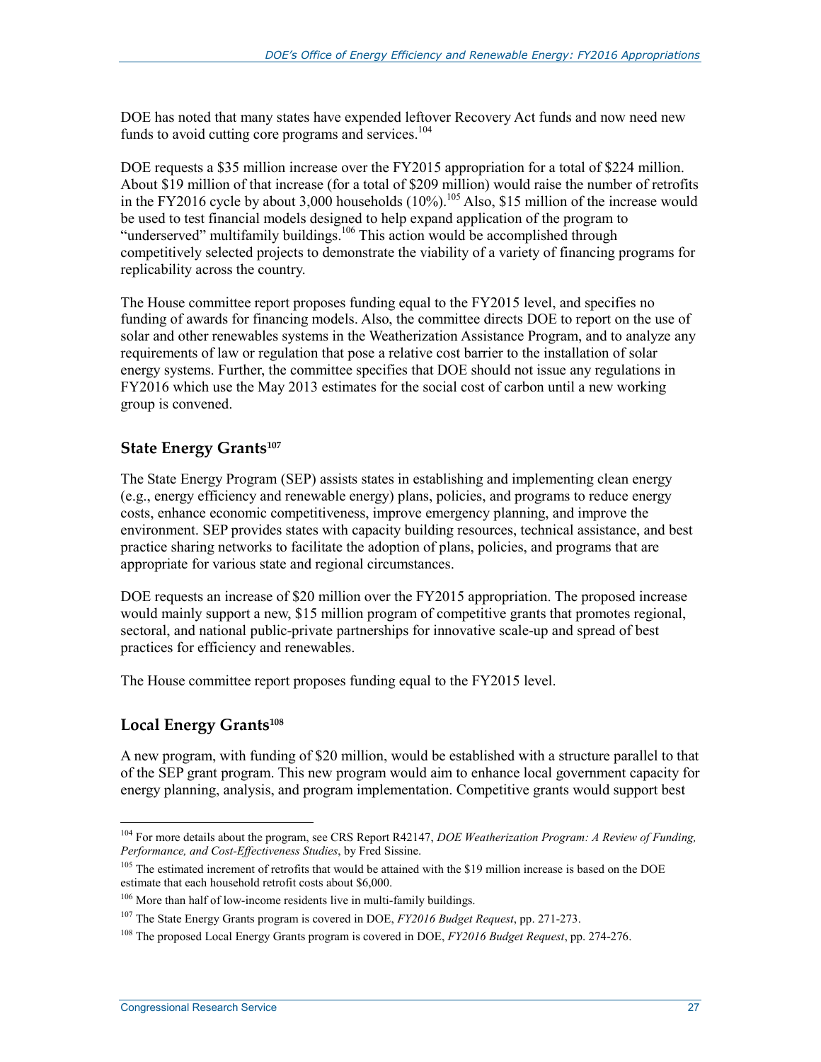DOE has noted that many states have expended leftover Recovery Act funds and now need new funds to avoid cutting core programs and services.[104]

DOE requests a $35 million increase over the FY2015 appropriation for a total of $224 million. About $19 million of that increase (for a total of $209 million) would raise the number of retrofits in the FY2016 cycle by about 3,000 households (10%).[105] Also, $15 million of the increase would be used to test financial models designed to help expand application of the program to "underserved" multifamily buildings.[106] This action would be accomplished through competitively selected projects to demonstrate the viability of a variety of financing programs for replicability across the country.

The House committee report proposes funding equal to the FY2015 level, and specifies no funding of awards for financing models. Also, the committee directs DOE to report on the use of solar and other renewables systems in the Weatherization Assistance Program, and to analyze any requirements of law or regulation that pose a relative cost barrier to the installation of solar energy systems. Further, the committee specifies that DOE should not issue any regulations in FY2016 which use the May 2013 estimates for the social cost of carbon until a new working group is convened.

### State Energy Grants[107]

The State Energy Program (SEP) assists states in establishing and implementing clean energy (e.g., energy efficiency and renewable energy) plans, policies, and programs to reduce energy costs, enhance economic competitiveness, improve emergency planning, and improve the environment. SEP provides states with capacity building resources, technical assistance, and best practice sharing networks to facilitate the adoption of plans, policies, and programs that are appropriate for various state and regional circumstances.

DOE requests an increase of $20 million over the FY2015 appropriation. The proposed increase would mainly support a new, $15 million program of competitive grants that promotes regional, sectoral, and national public-private partnerships for innovative scale-up and spread of best practices for efficiency and renewables.

The House committee report proposes funding equal to the FY2015 level.

### Local Energy Grants[108]

A new program, with funding of $20 million, would be established with a structure parallel to that of the SEP grant program. This new program would aim to enhance local government capacity for energy planning, analysis, and program implementation. Competitive grants would support best

---

[104] For more details about the program, see CRS Report R42147, *DOE Weatherization Program: A Review of Funding, Performance, and Cost-Effectiveness Studies*, by Fred Sissine.

[105] The estimated increment of retrofits that would be attained with the $19 million increase is based on the DOE estimate that each household retrofit costs about $6,000.

[106] More than half of low-income residents live in multi-family buildings.

[107] The State Energy Grants program is covered in DOE, *FY2016 Budget Request*, pp. 271-273.

[108] The proposed Local Energy Grants program is covered in DOE, *FY2016 Budget Request*, pp. 274-276.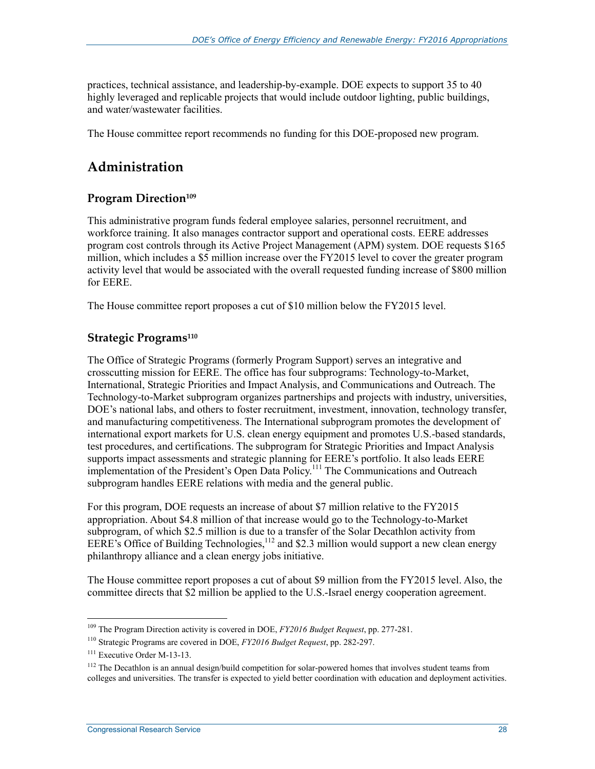practices, technical assistance, and leadership-by-example. DOE expects to support 35 to 40 highly leveraged and replicable projects that would include outdoor lighting, public buildings, and water/wastewater facilities.

The House committee report recommends no funding for this DOE-proposed new program.

## Administration

### Program Direction[109]

This administrative program funds federal employee salaries, personnel recruitment, and workforce training. It also manages contractor support and operational costs. EERE addresses program cost controls through its Active Project Management (APM) system. DOE requests $165 million, which includes a $5 million increase over the FY2015 level to cover the greater program activity level that would be associated with the overall requested funding increase of $800 million for EERE.

The House committee report proposes a cut of $10 million below the FY2015 level.

### Strategic Programs[110]

The Office of Strategic Programs (formerly Program Support) serves an integrative and crosscutting mission for EERE. The office has four subprograms: Technology-to-Market, International, Strategic Priorities and Impact Analysis, and Communications and Outreach. The Technology-to-Market subprogram organizes partnerships and projects with industry, universities, DOE's national labs, and others to foster recruitment, investment, innovation, technology transfer, and manufacturing competitiveness. The International subprogram promotes the development of international export markets for U.S. clean energy equipment and promotes U.S.-based standards, test procedures, and certifications. The subprogram for Strategic Priorities and Impact Analysis supports impact assessments and strategic planning for EERE's portfolio. It also leads EERE implementation of the President's Open Data Policy.[111] The Communications and Outreach subprogram handles EERE relations with media and the general public.

For this program, DOE requests an increase of about $7 million relative to the FY2015 appropriation. About $4.8 million of that increase would go to the Technology-to-Market subprogram, of which $2.5 million is due to a transfer of the Solar Decathlon activity from EERE's Office of Building Technologies,[112] and $2.3 million would support a new clean energy philanthropy alliance and a clean energy jobs initiative.

The House committee report proposes a cut of about $9 million from the FY2015 level. Also, the committee directs that $2 million be applied to the U.S.-Israel energy cooperation agreement.

---

[109] The Program Direction activity is covered in DOE, *FY2016 Budget Request*, pp. 277-281.

[110] Strategic Programs are covered in DOE, *FY2016 Budget Request*, pp. 282-297.

[111] Executive Order M-13-13.

[112] The Decathlon is an annual design/build competition for solar-powered homes that involves student teams from colleges and universities. The transfer is expected to yield better coordination with education and deployment activities.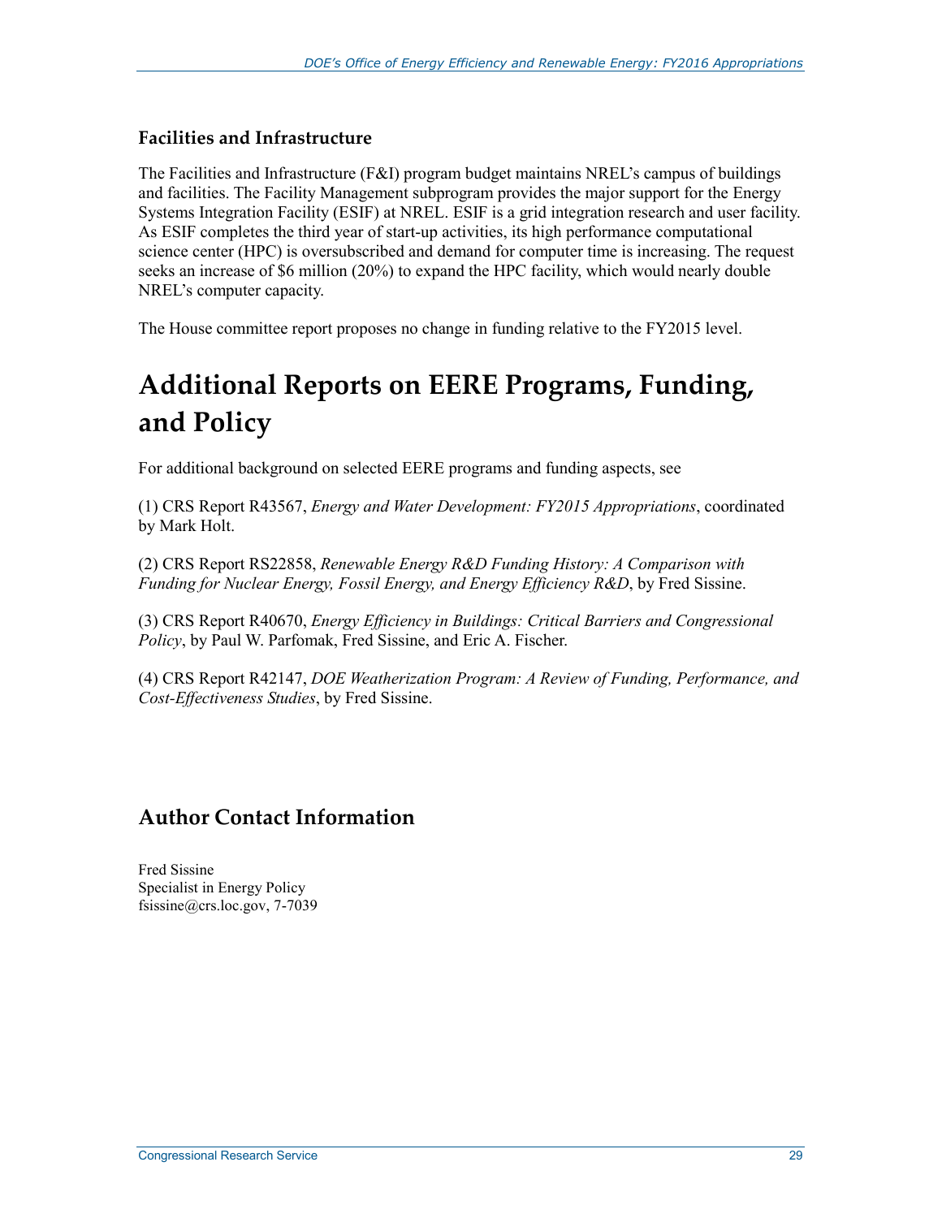### Facilities and Infrastructure

The Facilities and Infrastructure (F&I) program budget maintains NREL's campus of buildings and facilities. The Facility Management subprogram provides the major support for the Energy Systems Integration Facility (ESIF) at NREL. ESIF is a grid integration research and user facility. As ESIF completes the third year of start-up activities, its high performance computational science center (HPC) is oversubscribed and demand for computer time is increasing. The request seeks an increase of $6 million (20%) to expand the HPC facility, which would nearly double NREL's computer capacity.

The House committee report proposes no change in funding relative to the FY2015 level.

# Additional Reports on EERE Programs, Funding, and Policy

For additional background on selected EERE programs and funding aspects, see

(1) CRS Report R43567, *Energy and Water Development: FY2015 Appropriations*, coordinated by Mark Holt.

(2) CRS Report RS22858, *Renewable Energy R&D Funding History: A Comparison with Funding for Nuclear Energy, Fossil Energy, and Energy Efficiency R&D*, by Fred Sissine.

(3) CRS Report R40670, *Energy Efficiency in Buildings: Critical Barriers and Congressional Policy*, by Paul W. Parfomak, Fred Sissine, and Eric A. Fischer.

(4) CRS Report R42147, *DOE Weatherization Program: A Review of Funding, Performance, and Cost-Effectiveness Studies*, by Fred Sissine.

## Author Contact Information

Fred Sissine
Specialist in Energy Policy
fsissine@crs.loc.gov, 7-7039